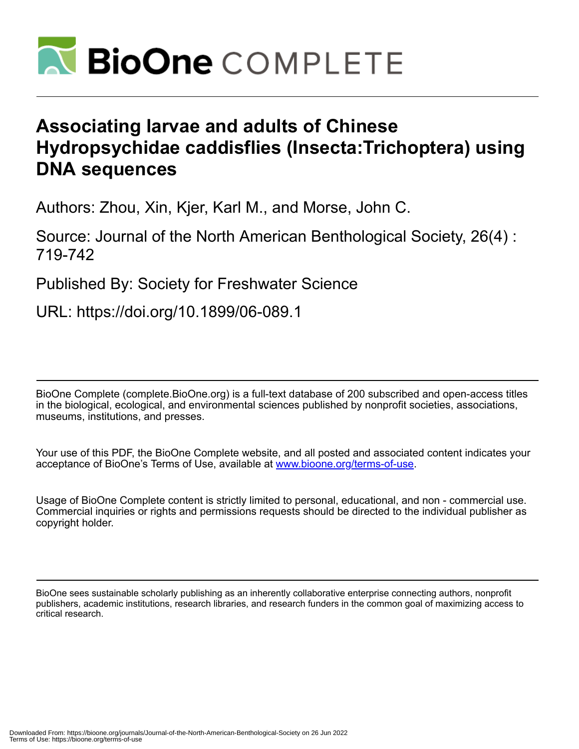# Associating larvae and adults of Chinese Hydropsychidae caddisflies (Insecta:Trichoptera) using DNA sequences

Authors: Zhou, Xin, Kjer, Karl M., and Morse, John C.

Source: Journal of the North American Benthological Society, 26(4) : 719-742

Published By: Society for Freshwater Science

URL: https://doi.org/10.1899/06-089.1

BioOne Complete (complete.BioOne.org) is a full-text database of 200 subscribed and open-access titles in the biological, ecological, and environmental sciences published by nonprofit societies, associations, museums, institutions, and presses.

Your use of this PDF, the BioOne Complete website, and all posted and associated content indicates your acceptance of BioOne's Terms of Use, available at www.bioone.org/terms-of-use.

Usage of BioOne Complete content is strictly limited to personal, educational, and non - commercial use. Commercial inquiries or rights and permissions requests should be directed to the individual publisher as copyright holder.

BioOne sees sustainable scholarly publishing as an inherently collaborative enterprise connecting authors, nonprofit publishers, academic institutions, research libraries, and research funders in the common goal of maximizing access to critical research.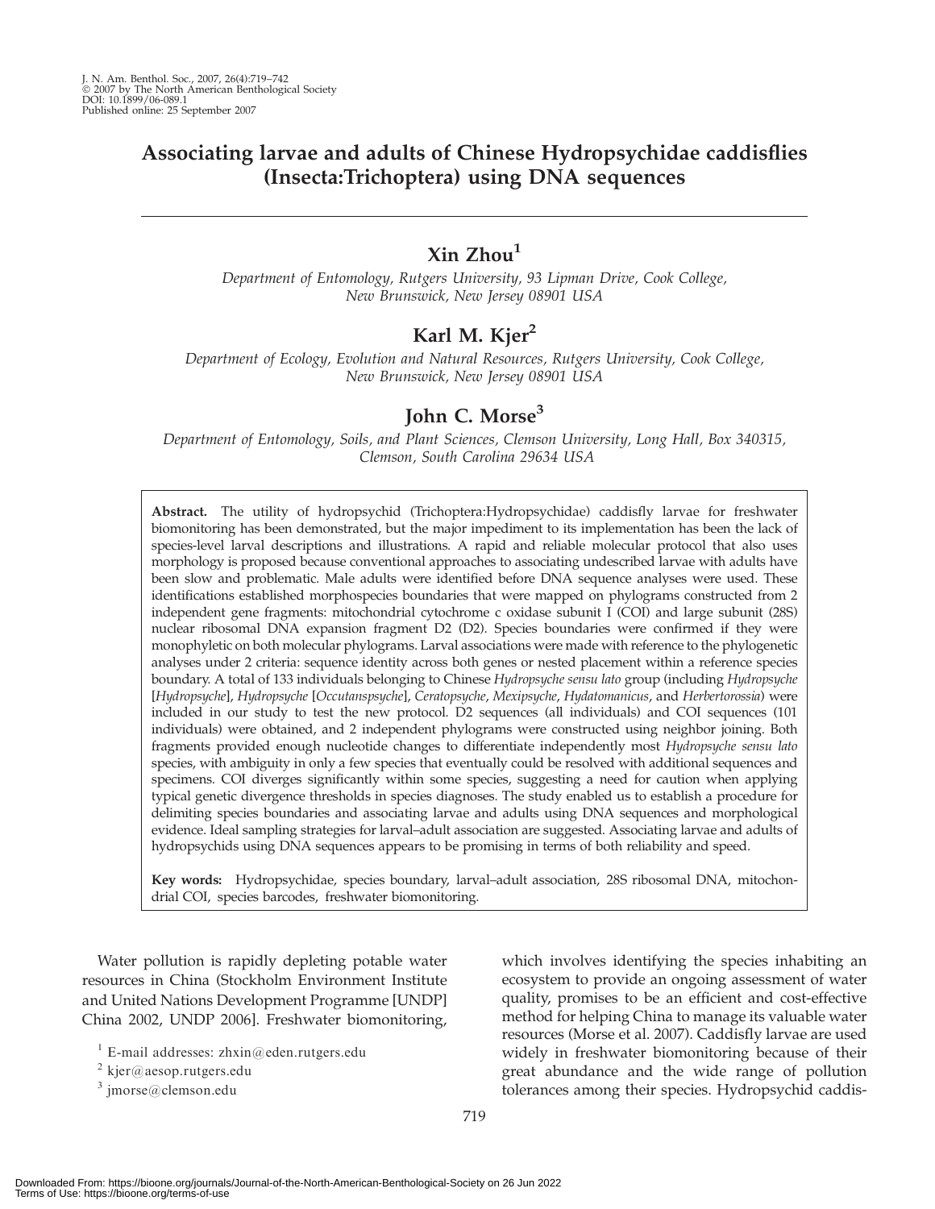# Associating larvae and adults of Chinese Hydropsychidae caddisflies (Insecta:Trichoptera) using DNA sequences

## Xin Zhou[1]

*Department of Entomology, Rutgers University, 93 Lipman Drive, Cook College, New Brunswick, New Jersey 08901 USA*

## Karl M. Kjer[2]

*Department of Ecology, Evolution and Natural Resources, Rutgers University, Cook College, New Brunswick, New Jersey 08901 USA*

## John C. Morse[3]

*Department of Entomology, Soils, and Plant Sciences, Clemson University, Long Hall, Box 340315, Clemson, South Carolina 29634 USA*

**Abstract.** The utility of hydropsychid (Trichoptera:Hydropsychidae) caddisfly larvae for freshwater biomonitoring has been demonstrated, but the major impediment to its implementation has been the lack of species-level larval descriptions and illustrations. A rapid and reliable molecular protocol that also uses morphology is proposed because conventional approaches to associating undescribed larvae with adults have been slow and problematic. Male adults were identified before DNA sequence analyses were used. These identifications established morphospecies boundaries that were mapped on phylograms constructed from 2 independent gene fragments: mitochondrial cytochrome c oxidase subunit I (COI) and large subunit (28S) nuclear ribosomal DNA expansion fragment D2 (D2). Species boundaries were confirmed if they were monophyletic on both molecular phylograms. Larval associations were made with reference to the phylogenetic analyses under 2 criteria: sequence identity across both genes or nested placement within a reference species boundary. A total of 133 individuals belonging to Chinese *Hydropsyche sensu lato* group (including *Hydropsyche* [*Hydropsyche*], *Hydropsyche* [*Occutanspsyche*], *Ceratopsyche*, *Mexipsyche*, *Hydatomanicus*, and *Herbertorossia*) were included in our study to test the new protocol. D2 sequences (all individuals) and COI sequences (101 individuals) were obtained, and 2 independent phylograms were constructed using neighbor joining. Both fragments provided enough nucleotide changes to differentiate independently most *Hydropsyche sensu lato* species, with ambiguity in only a few species that eventually could be resolved with additional sequences and specimens. COI diverges significantly within some species, suggesting a need for caution when applying typical genetic divergence thresholds in species diagnoses. The study enabled us to establish a procedure for delimiting species boundaries and associating larvae and adults using DNA sequences and morphological evidence. Ideal sampling strategies for larval–adult association are suggested. Associating larvae and adults of hydropsychids using DNA sequences appears to be promising in terms of both reliability and speed.

**Key words:** Hydropsychidae, species boundary, larval–adult association, 28S ribosomal DNA, mitochondrial COI, species barcodes, freshwater biomonitoring.

Water pollution is rapidly depleting potable water resources in China (Stockholm Environment Institute and United Nations Development Programme [UNDP] China 2002, UNDP 2006]. Freshwater biomonitoring, which involves identifying the species inhabiting an ecosystem to provide an ongoing assessment of water quality, promises to be an efficient and cost-effective method for helping China to manage its valuable water resources (Morse et al. 2007). Caddisfly larvae are used widely in freshwater biomonitoring because of their great abundance and the wide range of pollution tolerances among their species. Hydropsychid caddis-

[1] E-mail addresses: zhxin@eden.rutgers.edu

[2] kjer@aesop.rutgers.edu

[3] jmorse@clemson.edu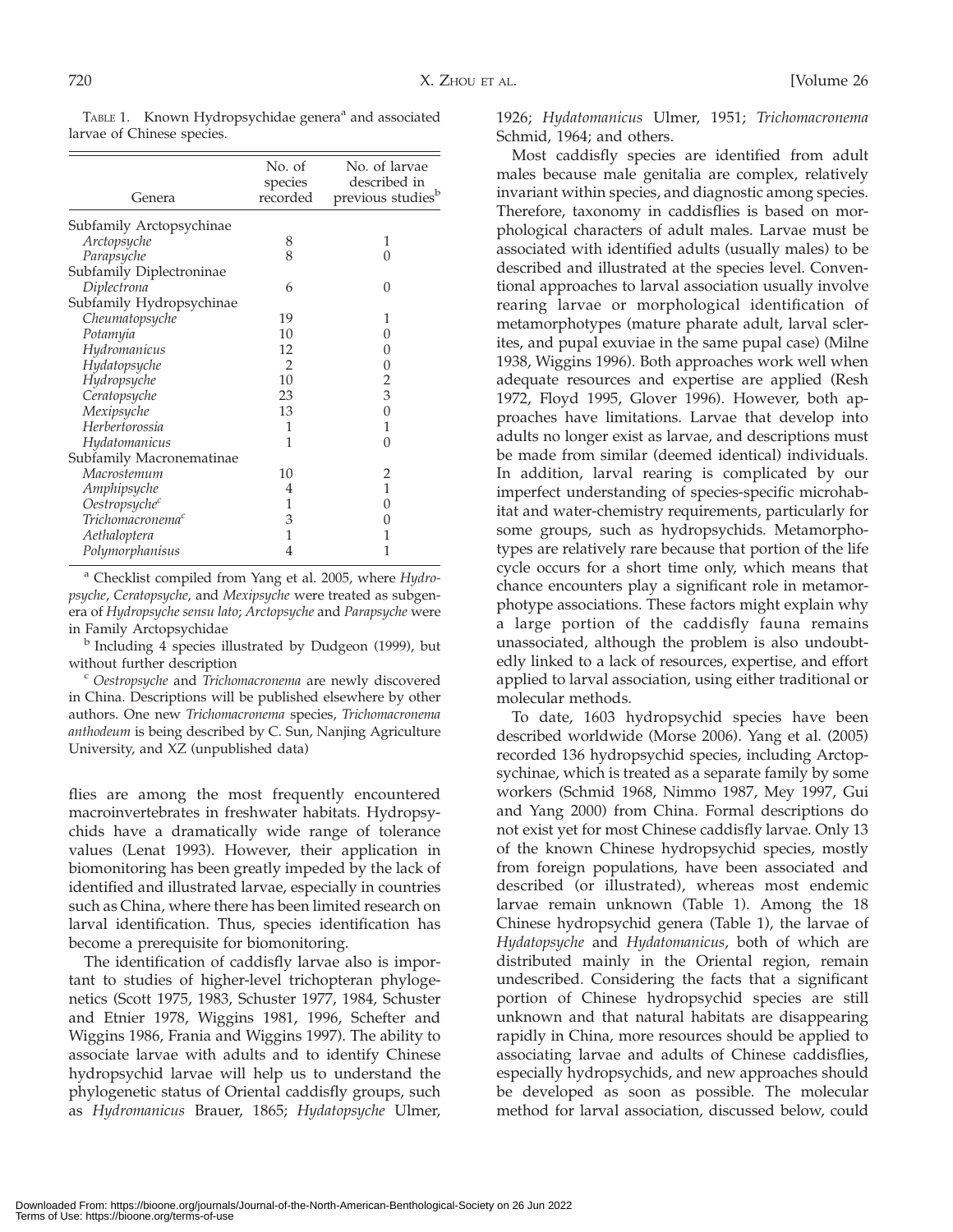TABLE 1. Known Hydropsychidae genera[a] and associated larvae of Chinese species.

| Genera | No. of species recorded | No. of larvae described in previous studies[b] |
|---|---|---|
| Subfamily Arctopsychinae | | |
| *Arctopsyche* | 8 | 1 |
| *Parapsyche* | 8 | 0 |
| Subfamily Diplectroninae | | |
| *Diplectrona* | 6 | 0 |
| Subfamily Hydropsychinae | | |
| *Cheumatopsyche* | 19 | 1 |
| *Potamyia* | 10 | 0 |
| *Hydromanicus* | 12 | 0 |
| *Hydatopsyche* | 2 | 0 |
| *Hydropsyche* | 10 | 2 |
| *Ceratopsyche* | 23 | 3 |
| *Mexipsyche* | 13 | 0 |
| *Herbertorossia* | 1 | 1 |
| *Hydatomanicus* | 1 | 0 |
| Subfamily Macronematinae | | |
| *Macrostemum* | 10 | 2 |
| *Amphipsyche* | 4 | 1 |
| *Oestropsyche*[c] | 1 | 0 |
| *Trichomacronema*[c] | 3 | 0 |
| *Aethaloptera* | 1 | 1 |
| *Polymorphanisus* | 4 | 1 |

[a] Checklist compiled from Yang et al. 2005, where *Hydropsyche*, *Ceratopsyche*, and *Mexipsyche* were treated as subgenera of *Hydropsyche sensu lato*; *Arctopsyche* and *Parapsyche* were in Family Arctopsychidae

[b] Including 4 species illustrated by Dudgeon (1999), but without further description

[c] *Oestropsyche* and *Trichomacronema* are newly discovered in China. Descriptions will be published elsewhere by other authors. One new *Trichomacronema* species, *Trichomacronema anthodeum* is being described by C. Sun, Nanjing Agriculture University, and XZ (unpublished data)

flies are among the most frequently encountered macroinvertebrates in freshwater habitats. Hydropsychids have a dramatically wide range of tolerance values (Lenat 1993). However, their application in biomonitoring has been greatly impeded by the lack of identified and illustrated larvae, especially in countries such as China, where there has been limited research on larval identification. Thus, species identification has become a prerequisite for biomonitoring.

The identification of caddisfly larvae also is important to studies of higher-level trichopteran phylogenetics (Scott 1975, 1983, Schuster 1977, 1984, Schuster and Etnier 1978, Wiggins 1981, 1996, Schefter and Wiggins 1986, Frania and Wiggins 1997). The ability to associate larvae with adults and to identify Chinese hydropsychid larvae will help us to understand the phylogenetic status of Oriental caddisfly groups, such as *Hydromanicus* Brauer, 1865; *Hydatopsyche* Ulmer, 1926; *Hydatomanicus* Ulmer, 1951; *Trichomacronema* Schmid, 1964; and others.

Most caddisfly species are identified from adult males because male genitalia are complex, relatively invariant within species, and diagnostic among species. Therefore, taxonomy in caddisflies is based on morphological characters of adult males. Larvae must be associated with identified adults (usually males) to be described and illustrated at the species level. Conventional approaches to larval association usually involve rearing larvae or morphological identification of metamorphotypes (mature pharate adult, larval sclerites, and pupal exuviae in the same pupal case) (Milne 1938, Wiggins 1996). Both approaches work well when adequate resources and expertise are applied (Resh 1972, Floyd 1995, Glover 1996). However, both approaches have limitations. Larvae that develop into adults no longer exist as larvae, and descriptions must be made from similar (deemed identical) individuals. In addition, larval rearing is complicated by our imperfect understanding of species-specific microhabitat and water-chemistry requirements, particularly for some groups, such as hydropsychids. Metamorphotypes are relatively rare because that portion of the life cycle occurs for a short time only, which means that chance encounters play a significant role in metamorphotype associations. These factors might explain why a large portion of the caddisfly fauna remains unassociated, although the problem is also undoubtedly linked to a lack of resources, expertise, and effort applied to larval association, using either traditional or molecular methods.

To date, 1603 hydropsychid species have been described worldwide (Morse 2006). Yang et al. (2005) recorded 136 hydropsychid species, including Arctopsychinae, which is treated as a separate family by some workers (Schmid 1968, Nimmo 1987, Mey 1997, Gui and Yang 2000) from China. Formal descriptions do not exist yet for most Chinese caddisfly larvae. Only 13 of the known Chinese hydropsychid species, mostly from foreign populations, have been associated and described (or illustrated), whereas most endemic larvae remain unknown (Table 1). Among the 18 Chinese hydropsychid genera (Table 1), the larvae of *Hydatopsyche* and *Hydatomanicus*, both of which are distributed mainly in the Oriental region, remain undescribed. Considering the facts that a significant portion of Chinese hydropsychid species are still unknown and that natural habitats are disappearing rapidly in China, more resources should be applied to associating larvae and adults of Chinese caddisflies, especially hydropsychids, and new approaches should be developed as soon as possible. The molecular method for larval association, discussed below, could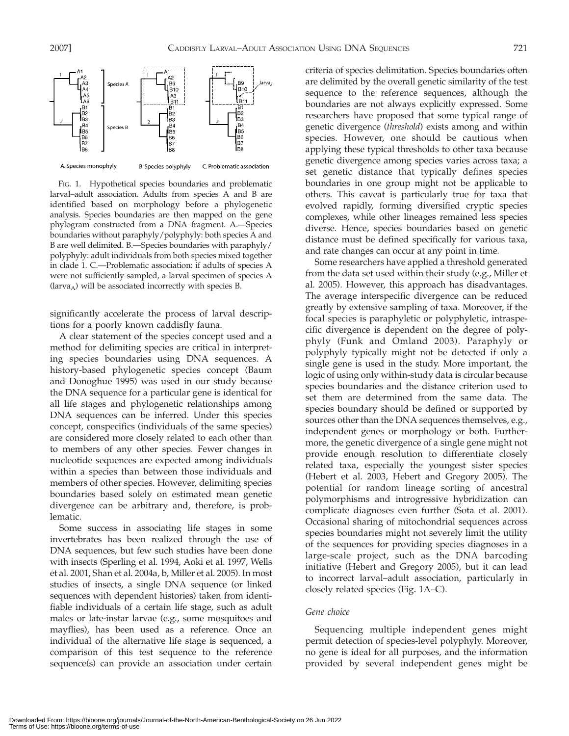A. Species monophyly  B. Species polyphyly  C. Problematic association

FIG. 1. Hypothetical species boundaries and problematic larval–adult association. Adults from species A and B are identified based on morphology before a phylogenetic analysis. Species boundaries are then mapped on the gene phylogram constructed from a DNA fragment. A.—Species boundaries without paraphyly/polyphyly: both species A and B are well delimited. B.—Species boundaries with paraphyly/polyphyly: adult individuals from both species mixed together in clade 1. C.—Problematic association: if adults of species A were not sufficiently sampled, a larval specimen of species A (larva$_A$) will be associated incorrectly with species B.

significantly accelerate the process of larval descriptions for a poorly known caddisfly fauna.

A clear statement of the species concept used and a method for delimiting species are critical in interpreting species boundaries using DNA sequences. A history-based phylogenetic species concept (Baum and Donoghue 1995) was used in our study because the DNA sequence for a particular gene is identical for all life stages and phylogenetic relationships among DNA sequences can be inferred. Under this species concept, conspecifics (individuals of the same species) are considered more closely related to each other than to members of any other species. Fewer changes in nucleotide sequences are expected among individuals within a species than between those individuals and members of other species. However, delimiting species boundaries based solely on estimated mean genetic divergence can be arbitrary and, therefore, is problematic.

Some success in associating life stages in some invertebrates has been realized through the use of DNA sequences, but few such studies have been done with insects (Sperling et al. 1994, Aoki et al. 1997, Wells et al. 2001, Shan et al. 2004a, b, Miller et al. 2005). In most studies of insects, a single DNA sequence (or linked sequences with dependent histories) taken from identifiable individuals of a certain life stage, such as adult males or late-instar larvae (e.g., some mosquitoes and mayflies), has been used as a reference. Once an individual of the alternative life stage is sequenced, a comparison of this test sequence to the reference sequence(s) can provide an association under certain criteria of species delimitation. Species boundaries often are delimited by the overall genetic similarity of the test sequence to the reference sequences, although the boundaries are not always explicitly expressed. Some researchers have proposed that some typical range of genetic divergence (*threshold*) exists among and within species. However, one should be cautious when applying these typical thresholds to other taxa because genetic divergence among species varies across taxa; a set genetic distance that typically defines species boundaries in one group might not be applicable to others. This caveat is particularly true for taxa that evolved rapidly, forming diversified cryptic species complexes, while other lineages remained less species diverse. Hence, species boundaries based on genetic distance must be defined specifically for various taxa, and rate changes can occur at any point in time.

Some researchers have applied a threshold generated from the data set used within their study (e.g., Miller et al. 2005). However, this approach has disadvantages. The average interspecific divergence can be reduced greatly by extensive sampling of taxa. Moreover, if the focal species is paraphyletic or polyphyletic, intraspecific divergence is dependent on the degree of polyphyly (Funk and Omland 2003). Paraphyly or polyphyly typically might not be detected if only a single gene is used in the study. More important, the logic of using only within-study data is circular because species boundaries and the distance criterion used to set them are determined from the same data. The species boundary should be defined or supported by sources other than the DNA sequences themselves, e.g., independent genes or morphology or both. Furthermore, the genetic divergence of a single gene might not provide enough resolution to differentiate closely related taxa, especially the youngest sister species (Hebert et al. 2003, Hebert and Gregory 2005). The potential for random lineage sorting of ancestral polymorphisms and introgressive hybridization can complicate diagnoses even further (Sota et al. 2001). Occasional sharing of mitochondrial sequences across species boundaries might not severely limit the utility of the sequences for providing species diagnoses in a large-scale project, such as the DNA barcoding initiative (Hebert and Gregory 2005), but it can lead to incorrect larval–adult association, particularly in closely related species (Fig. 1A–C).

### *Gene choice*

Sequencing multiple independent genes might permit detection of species-level polyphyly. Moreover, no gene is ideal for all purposes, and the information provided by several independent genes might be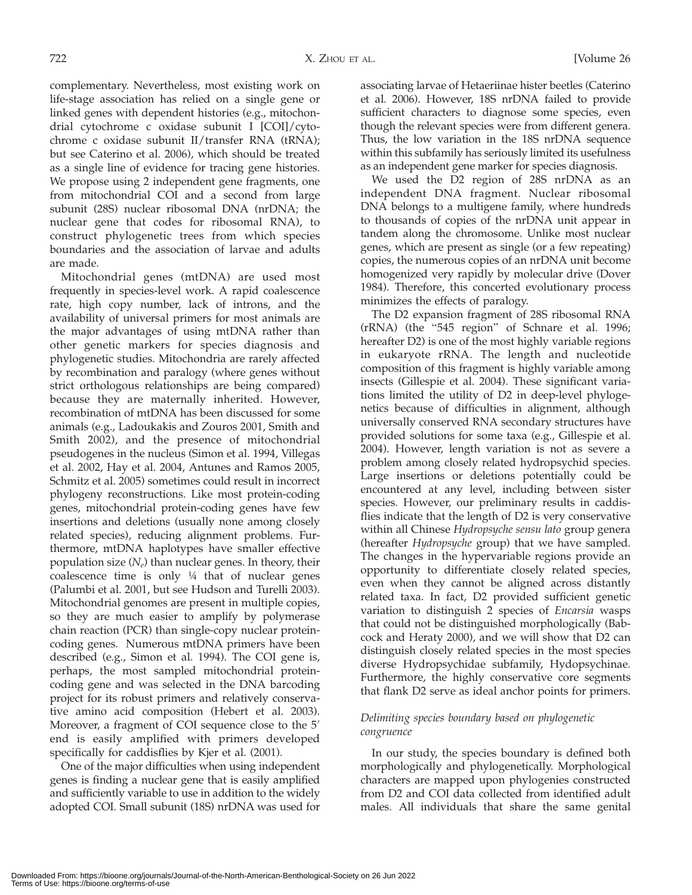complementary. Nevertheless, most existing work on life-stage association has relied on a single gene or linked genes with dependent histories (e.g., mitochondrial cytochrome c oxidase subunit I [COI]/cytochrome c oxidase subunit II/transfer RNA (tRNA); but see Caterino et al. 2006), which should be treated as a single line of evidence for tracing gene histories. We propose using 2 independent gene fragments, one from mitochondrial COI and a second from large subunit (28S) nuclear ribosomal DNA (nrDNA; the nuclear gene that codes for ribosomal RNA), to construct phylogenetic trees from which species boundaries and the association of larvae and adults are made.

Mitochondrial genes (mtDNA) are used most frequently in species-level work. A rapid coalescence rate, high copy number, lack of introns, and the availability of universal primers for most animals are the major advantages of using mtDNA rather than other genetic markers for species diagnosis and phylogenetic studies. Mitochondria are rarely affected by recombination and paralogy (where genes without strict orthologous relationships are being compared) because they are maternally inherited. However, recombination of mtDNA has been discussed for some animals (e.g., Ladoukakis and Zouros 2001, Smith and Smith 2002), and the presence of mitochondrial pseudogenes in the nucleus (Simon et al. 1994, Villegas et al. 2002, Hay et al. 2004, Antunes and Ramos 2005, Schmitz et al. 2005) sometimes could result in incorrect phylogeny reconstructions. Like most protein-coding genes, mitochondrial protein-coding genes have few insertions and deletions (usually none among closely related species), reducing alignment problems. Furthermore, mtDNA haplotypes have smaller effective population size ($N_e$) than nuclear genes. In theory, their coalescence time is only ¼ that of nuclear genes (Palumbi et al. 2001, but see Hudson and Turelli 2003). Mitochondrial genomes are present in multiple copies, so they are much easier to amplify by polymerase chain reaction (PCR) than single-copy nuclear protein-coding genes. Numerous mtDNA primers have been described (e.g., Simon et al. 1994). The COI gene is, perhaps, the most sampled mitochondrial protein-coding gene and was selected in the DNA barcoding project for its robust primers and relatively conservative amino acid composition (Hebert et al. 2003). Moreover, a fragment of COI sequence close to the 5′ end is easily amplified with primers developed specifically for caddisflies by Kjer et al. (2001).

One of the major difficulties when using independent genes is finding a nuclear gene that is easily amplified and sufficiently variable to use in addition to the widely adopted COI. Small subunit (18S) nrDNA was used for associating larvae of Hetaeriinae hister beetles (Caterino et al. 2006). However, 18S nrDNA failed to provide sufficient characters to diagnose some species, even though the relevant species were from different genera. Thus, the low variation in the 18S nrDNA sequence within this subfamily has seriously limited its usefulness as an independent gene marker for species diagnosis.

We used the D2 region of 28S nrDNA as an independent DNA fragment. Nuclear ribosomal DNA belongs to a multigene family, where hundreds to thousands of copies of the nrDNA unit appear in tandem along the chromosome. Unlike most nuclear genes, which are present as single (or a few repeating) copies, the numerous copies of an nrDNA unit become homogenized very rapidly by molecular drive (Dover 1984). Therefore, this concerted evolutionary process minimizes the effects of paralogy.

The D2 expansion fragment of 28S ribosomal RNA (rRNA) (the "545 region" of Schnare et al. 1996; hereafter D2) is one of the most highly variable regions in eukaryote rRNA. The length and nucleotide composition of this fragment is highly variable among insects (Gillespie et al. 2004). These significant variations limited the utility of D2 in deep-level phylogenetics because of difficulties in alignment, although universally conserved RNA secondary structures have provided solutions for some taxa (e.g., Gillespie et al. 2004). However, length variation is not as severe a problem among closely related hydropsychid species. Large insertions or deletions potentially could be encountered at any level, including between sister species. However, our preliminary results in caddisflies indicate that the length of D2 is very conservative within all Chinese *Hydropsyche sensu lato* group genera (hereafter *Hydropsyche* group) that we have sampled. The changes in the hypervariable regions provide an opportunity to differentiate closely related species, even when they cannot be aligned across distantly related taxa. In fact, D2 provided sufficient genetic variation to distinguish 2 species of *Encarsia* wasps that could not be distinguished morphologically (Babcock and Heraty 2000), and we will show that D2 can distinguish closely related species in the most species diverse Hydropsychidae subfamily, Hydopsychinae. Furthermore, the highly conservative core segments that flank D2 serve as ideal anchor points for primers.

### *Delimiting species boundary based on phylogenetic congruence*

In our study, the species boundary is defined both morphologically and phylogenetically. Morphological characters are mapped upon phylogenies constructed from D2 and COI data collected from identified adult males. All individuals that share the same genital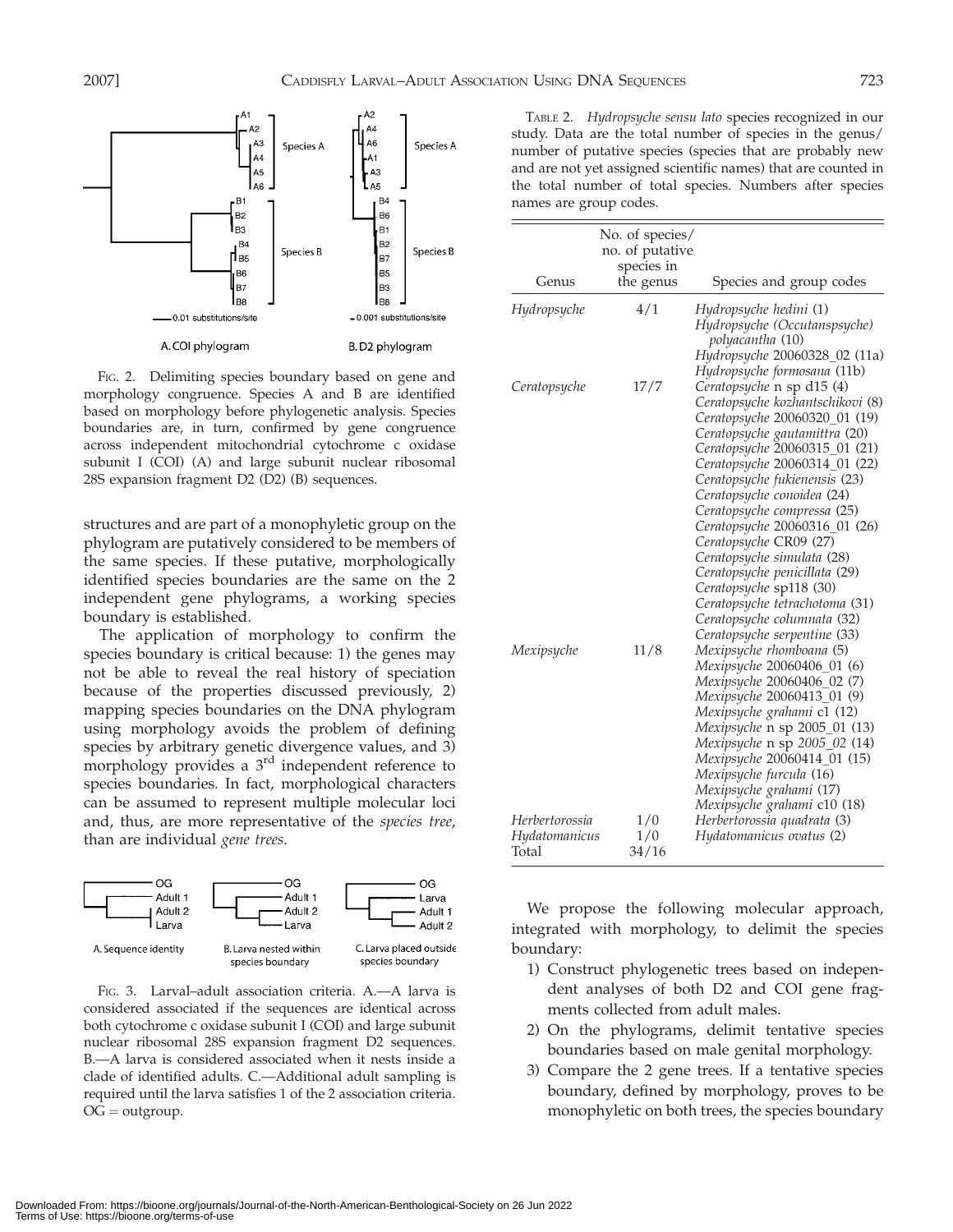FIG. 2. Delimiting species boundary based on gene and morphology congruence. Species A and B are identified based on morphology before phylogenetic analysis. Species boundaries are, in turn, confirmed by gene congruence across independent mitochondrial cytochrome c oxidase subunit I (COI) (A) and large subunit nuclear ribosomal 28S expansion fragment D2 (D2) (B) sequences.

structures and are part of a monophyletic group on the phylogram are putatively considered to be members of the same species. If these putative, morphologically identified species boundaries are the same on the 2 independent gene phylograms, a working species boundary is established.

The application of morphology to confirm the species boundary is critical because: 1) the genes may not be able to reveal the real history of speciation because of the properties discussed previously, 2) mapping species boundaries on the DNA phylogram using morphology avoids the problem of defining species by arbitrary genetic divergence values, and 3) morphology provides a 3rd independent reference to species boundaries. In fact, morphological characters can be assumed to represent multiple molecular loci and, thus, are more representative of the *species tree*, than are individual *gene trees*.

FIG. 3. Larval–adult association criteria. A.—A larva is considered associated if the sequences are identical across both cytochrome c oxidase subunit I (COI) and large subunit nuclear ribosomal 28S expansion fragment D2 sequences. B.—A larva is considered associated when it nests inside a clade of identified adults. C.—Additional adult sampling is required until the larva satisfies 1 of the 2 association criteria. OG = outgroup.

TABLE 2. *Hydropsyche sensu lato* species recognized in our study. Data are the total number of species in the genus/number of putative species (species that are probably new and are not yet assigned scientific names) that are counted in the total number of total species. Numbers after species names are group codes.

| Genus | No. of species/ no. of putative species in the genus | Species and group codes |
|---|---|---|
| *Hydropsyche* | 4/1 | *Hydropsyche hedini* (1)<br>*Hydropsyche (Occutanspsyche) polyacantha* (10)<br>*Hydropsyche* 20060328_02 (11a)<br>*Hydropsyche formosana* (11b) |
| *Ceratopsyche* | 17/7 | *Ceratopsyche* n sp d15 (4)<br>*Ceratopsyche kozhantschikovi* (8)<br>*Ceratopsyche* 20060320_01 (19)<br>*Ceratopsyche gautamittra* (20)<br>*Ceratopsyche* 20060315_01 (21)<br>*Ceratopsyche* 20060314_01 (22)<br>*Ceratopsyche fukienensis* (23)<br>*Ceratopsyche conoidea* (24)<br>*Ceratopsyche compressa* (25)<br>*Ceratopsyche* 20060316_01 (26)<br>*Ceratopsyche* CR09 (27)<br>*Ceratopsyche simulata* (28)<br>*Ceratopsyche penicillata* (29)<br>*Ceratopsyche* sp118 (30)<br>*Ceratopsyche tetrachotoma* (31)<br>*Ceratopsyche columnata* (32)<br>*Ceratopsyche serpentine* (33) |
| *Mexipsyche* | 11/8 | *Mexipsyche rhomboana* (5)<br>*Mexipsyche* 20060406_01 (6)<br>*Mexipsyche* 20060406_02 (7)<br>*Mexipsyche* 20060413_01 (9)<br>*Mexipsyche grahami* c1 (12)<br>*Mexipsyche* n sp 2005_01 (13)<br>*Mexipsyche* n sp *2005_02* (14)<br>*Mexipsyche* 20060414_01 (15)<br>*Mexipsyche furcula* (16)<br>*Mexipsyche grahami* (17)<br>*Mexipsyche grahami* c10 (18) |
| *Herbertorossia* | 1/0 | *Herbertorossia quadrata* (3) |
| *Hydatomanicus* | 1/0 | *Hydatomanicus ovatus* (2) |
| Total | 34/16 | |

We propose the following molecular approach, integrated with morphology, to delimit the species boundary:

1) Construct phylogenetic trees based on independent analyses of both D2 and COI gene fragments collected from adult males.
2) On the phylograms, delimit tentative species boundaries based on male genital morphology.
3) Compare the 2 gene trees. If a tentative species boundary, defined by morphology, proves to be monophyletic on both trees, the species boundary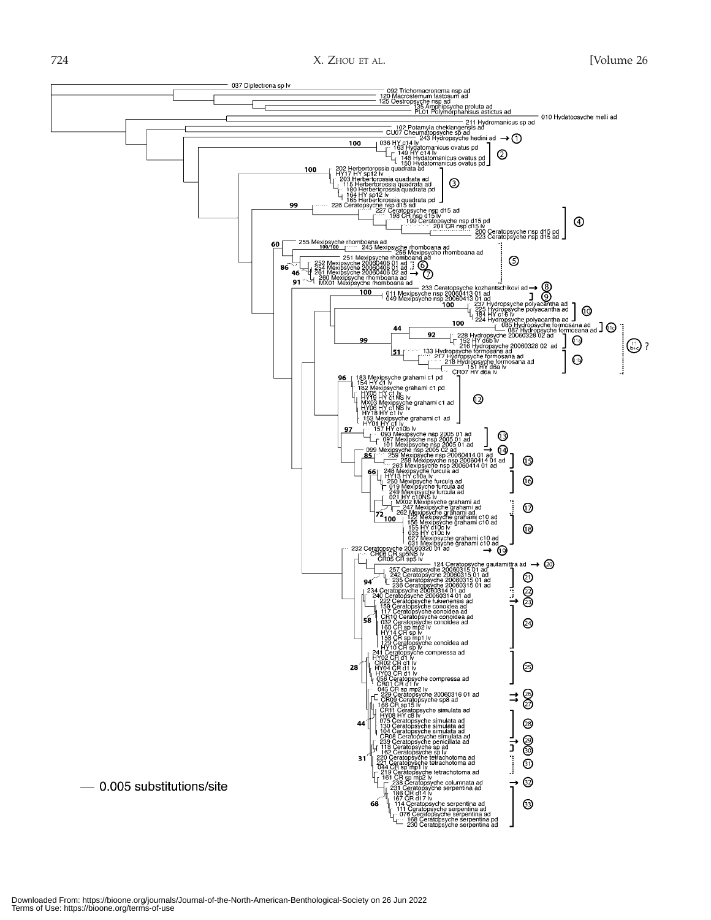037 Diplectrona sp lv

092 Trichomacronema nsp ad
120 Macrostemum lastosum ad
125 Oestropsyche nsp ad
135 Amphipsyche proluta ad
PL01 Polymorphanisus astictus ad

010 Hydatopsyche melli ad

211 Hydromanicus sp ad
102 Potamyia chekiangensis ad
CU07 Cheumatopsyche sp ad
243 Hydropsyche hedini ad → ①

100
036 HY c14 lv
163 Hydatomanicus ovatus pd
149 HY c14 lv
148 Hydatomanicus ovatus pd
150 Hydatomanicus ovatus pd ②

100
202 Herbertorossia quadrata ad
HY17 HY sp12 lv
203 Herbertorossia quadrata ad
115 Herbertorossia quadrata ad
180 Herbertorossia quadrata pd
164 HY sp12 lv
165 Herbertorossia quadrata pd ③

99
226 Ceratopsyche nsp d15 ad
227 Ceratopsyche nsp d15 ad
198 CR nsp d15 lv
199 Ceratopsyche nsp d15 pd
201 CR nsp d15 lv
200 Ceratopsyche nsp d15 pd
223 Ceratopsyche nsp d15 ad ④

60
255 Mexipsyche rhomboana ad
100/100
245 Mexipsyche rhomboana ad
256 Mexipsyche rhomboana ad
251 Mexipsyche rhomboana ad
86
252 Mexipsyche 20060406 01 ad
254 Mexipsyche 20060406 01 ad ⑥
46
261 Mexipsyche 20060406 02 ad → ⑦
260 Mexipsyche rhomboana ad
91
MX01 Mexipsyche rhomboana ad ⑤

233 Ceratopsyche kozhantschikovi ad → ⑧

100
011 Mexipsyche nsp 20060413 01 ad
049 Mexipsyche nsp 20060413 01 ad ⑨

100
237 Hydropsyche polyacantha ad
225 Hydropsyche polyacantha ad
184 HY c16 lv
224 Hydropsyche polyacantha ad ⑩

100
085 Hydropsyche formosana ad
087 Hydropsyche formosana ad ⑪c

44
92
228 Hydropsyche 20060328 02 ad
152 HY d6b lv
99
216 Hydropsyche 20060328 02 ad ⑪a

51
133 Hydropsyche formosana ad
217 Hydropsyche formosana ad
218 Hydropsyche formosana ad
151 HY d6a lv
CR07 HY d6a lv ⑪b

⑪ b/c ?

96
183 Mexipsyche grahami c1 pd
154 HY c1 lv
182 Mexipsyche grahami c1 pd
HY05 HY c1 lv
HY19 HY c1NS lv
MX03 Mexipsyche grahami c1 ad
HY06 HY c1NS lv
HY18 HY c1 lv
153 Mexipsyche grahami c1 ad
HY01 HY c1 lv ⑫

97
157 HY c10b lv
093 Mexipsyche nsp 2005 01 ad
097 Mexipsche nsp 2005 01 ad
101 Mexipsyche nsp 2005 01 ad ⑬
099 Mexipsyche nsp 2005 02 ad → ⑭

85
258 Mexipsyche nsp 20060414 01 ad
259 Mexipsyche nsp 20060414 01 ad
263 Mexipsyche nsp 20060414 01 ad ⑮

66
248 Mexipsyche furcula ad
HY13 HY c10a lv
250 Mexipsyche furcula ad
019 Mexipsyche furcula ad
249 Mexipsyche furcula ad
021 HY c10NS lv ⑯

MX02 Mexipsyche grahami ad
247 Mexipsyche grahami ad
72
262 Mexipsyche grahami ad ⑰
100
122 Mexipsyche grahami c10 ad
156 Mexipsyche grahami c10 ad
155 HY c10c lv
035 HY c10c lv
027 Mexipsyche grahami c10 ad
031 Mexipsyche grahami c10 ad ⑱

232 Ceratopsyche 20060320 01 ad → ⑲
CR06 CR sp5NS lv
CR05 CR sp5 lv

124 Ceratopsyche gautamittra ad → ⑳

257 Ceratopsyche 20060315 01 ad
242 Ceratopsyche 20060315 01 ad
94
235 Ceratopsyche 20060315 01 ad
236 Ceratopsyche 20060315 01 ad ㉑

234 Ceratopsyche 20060314 01 ad
240 Ceratopsyche 20060314 01 ad ㉒
222 Ceratopsyche fukienensis ad → ㉓

159 Ceratopsyche conoidea ad
117 Ceratopsyche conoidea ad
58
CR10 Ceratopsyche conoidea ad
032 Ceratopsyche conoidea ad
160 CR sp mp2 lv
HY14 CR sp lv
158 CR sp mp1 lv
129 Ceratopsyche conoidea ad
HY10 CR sp lv ㉔

241 Ceratopsyche compressa ad
HY02 CR d1 lv
28
CR02 CR d1 lv
HY04 CR d1 lv
HY03 CR d1 lv
056 Ceratopsyche compressa ad
CR01 CR d1 lv ㉕

045 CR sp mp2 lv
229 Ceratopsyche 20060316 01 ad → ㉖
CR09 Ceratopsyche sp8 ad → ㉗
169 CR sp15 lv

CR11 Ceratopsyche simulata ad
HY08 HY c8 lv
44
075 Ceratopsyche simulata ad
130 Ceratopsyche simulata ad
104 Ceratopsyche simulata ad
CR08 Ceratopsyche simulata ad ㉘

239 Ceratopsyche penicillata ad → ㉙
118 Ceratopsyche sp ad
162 Ceratopsyche sp lv ㉚

31
220 Ceratopsyche tetrachotoma ad
221 Ceratopsyche tetrachotoma ad
044 CR sp mp1 lv
219 Ceratopsyche tetrachotoma ad ㉛

161 CR sp mp2 lv
238 Ceratopsyche columnata ad → ㉜

231 Ceratopsyche serpentina ad
186 CR d14 lv
167 CR d17 lv
68
114 Ceratopsyche serpentina ad
111 Ceratopsyche serpentina ad
076 Ceratopsyche serpentina ad
168 Ceratopsyche serpentina pd
230 Ceratopsyche serpentina ad ㉝

0.005 substitutions/site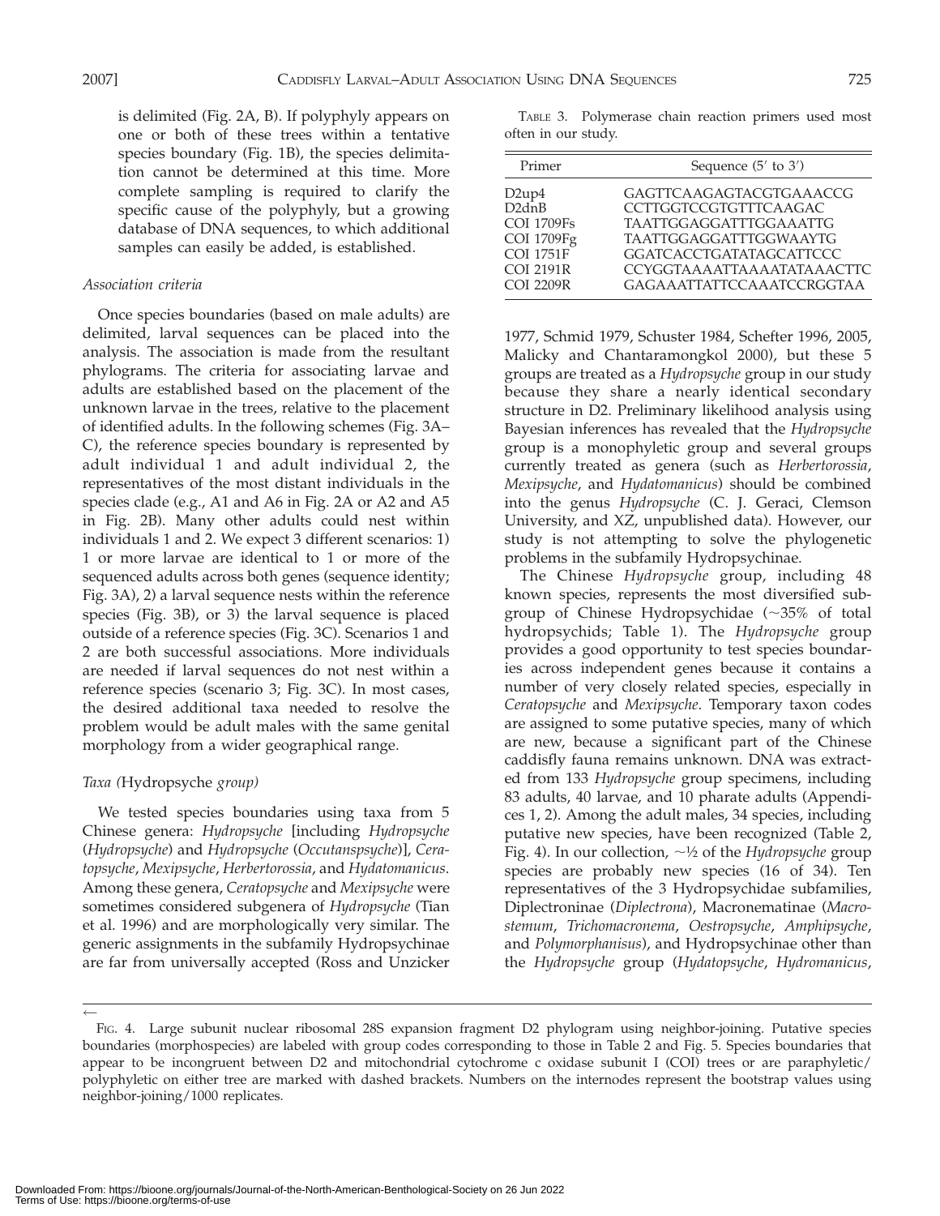is delimited (Fig. 2A, B). If polyphyly appears on one or both of these trees within a tentative species boundary (Fig. 1B), the species delimitation cannot be determined at this time. More complete sampling is required to clarify the specific cause of the polyphyly, but a growing database of DNA sequences, to which additional samples can easily be added, is established.

### *Association criteria*

Once species boundaries (based on male adults) are delimited, larval sequences can be placed into the analysis. The association is made from the resultant phylograms. The criteria for associating larvae and adults are established based on the placement of the unknown larvae in the trees, relative to the placement of identified adults. In the following schemes (Fig. 3A–C), the reference species boundary is represented by adult individual 1 and adult individual 2, the representatives of the most distant individuals in the species clade (e.g., A1 and A6 in Fig. 2A or A2 and A5 in Fig. 2B). Many other adults could nest within individuals 1 and 2. We expect 3 different scenarios: 1) 1 or more larvae are identical to 1 or more of the sequenced adults across both genes (sequence identity; Fig. 3A), 2) a larval sequence nests within the reference species (Fig. 3B), or 3) the larval sequence is placed outside of a reference species (Fig. 3C). Scenarios 1 and 2 are both successful associations. More individuals are needed if larval sequences do not nest within a reference species (scenario 3; Fig. 3C). In most cases, the desired additional taxa needed to resolve the problem would be adult males with the same genital morphology from a wider geographical range.

### *Taxa (*Hydropsyche *group)*

We tested species boundaries using taxa from 5 Chinese genera: *Hydropsyche* [including *Hydropsyche* (*Hydropsyche*) and *Hydropsyche* (*Occutanspsyche*)], *Ceratopsyche*, *Mexipsyche*, *Herbertorossia*, and *Hydatomanicus*. Among these genera, *Ceratopsyche* and *Mexipsyche* were sometimes considered subgenera of *Hydropsyche* (Tian et al. 1996) and are morphologically very similar. The generic assignments in the subfamily Hydropsychinae are far from universally accepted (Ross and Unzicker 1977, Schmid 1979, Schuster 1984, Schefter 1996, 2005, Malicky and Chantaramongkol 2000), but these 5 groups are treated as a *Hydropsyche* group in our study because they share a nearly identical secondary structure in D2. Preliminary likelihood analysis using Bayesian inferences has revealed that the *Hydropsyche* group is a monophyletic group and several groups currently treated as genera (such as *Herbertorossia*, *Mexipsyche*, and *Hydatomanicus*) should be combined into the genus *Hydropsyche* (C. J. Geraci, Clemson University, and XZ, unpublished data). However, our study is not attempting to solve the phylogenetic problems in the subfamily Hydropsychinae.

The Chinese *Hydropsyche* group, including 48 known species, represents the most diversified subgroup of Chinese Hydropsychidae (~35% of total hydropsychids; Table 1). The *Hydropsyche* group provides a good opportunity to test species boundaries across independent genes because it contains a number of very closely related species, especially in *Ceratopsyche* and *Mexipsyche*. Temporary taxon codes are assigned to some putative species, many of which are new, because a significant part of the Chinese caddisfly fauna remains unknown. DNA was extracted from 133 *Hydropsyche* group specimens, including 83 adults, 40 larvae, and 10 pharate adults (Appendices 1, 2). Among the adult males, 34 species, including putative new species, have been recognized (Table 2, Fig. 4). In our collection, ~½ of the *Hydropsyche* group species are probably new species (16 of 34). Ten representatives of the 3 Hydropsychidae subfamilies, Diplectroninae (*Diplectrona*), Macronematinae (*Macrostemum*, *Trichomacronema*, *Oestropsyche*, *Amphipsyche*, and *Polymorphanisus*), and Hydropsychinae other than the *Hydropsyche* group (*Hydatopsyche*, *Hydromanicus*,

TABLE 3. Polymerase chain reaction primers used most often in our study.

| Primer | Sequence (5′ to 3′) |
|---|---|
| D2up4 | GAGTTCAAGAGTACGTGAAACCG |
| D2dnB | CCTTGGTCCGTGTTTCAAGAC |
| COI 1709Fs | TAATTGGAGGATTTGGAAATTG |
| COI 1709Fg | TAATTGGAGGATTTGGWAAYTG |
| COI 1751F | GGATCACCTGATATAGCATTCCC |
| COI 2191R | CCYGGTAAAATTAAAATATAAACTTC |
| COI 2209R | GAGAAATTATTCCAAATCCRGGTAA |

←

FIG. 4. Large subunit nuclear ribosomal 28S expansion fragment D2 phylogram using neighbor-joining. Putative species boundaries (morphospecies) are labeled with group codes corresponding to those in Table 2 and Fig. 5. Species boundaries that appear to be incongruent between D2 and mitochondrial cytochrome c oxidase subunit I (COI) trees or are paraphyletic/polyphyletic on either tree are marked with dashed brackets. Numbers on the internodes represent the bootstrap values using neighbor-joining/1000 replicates.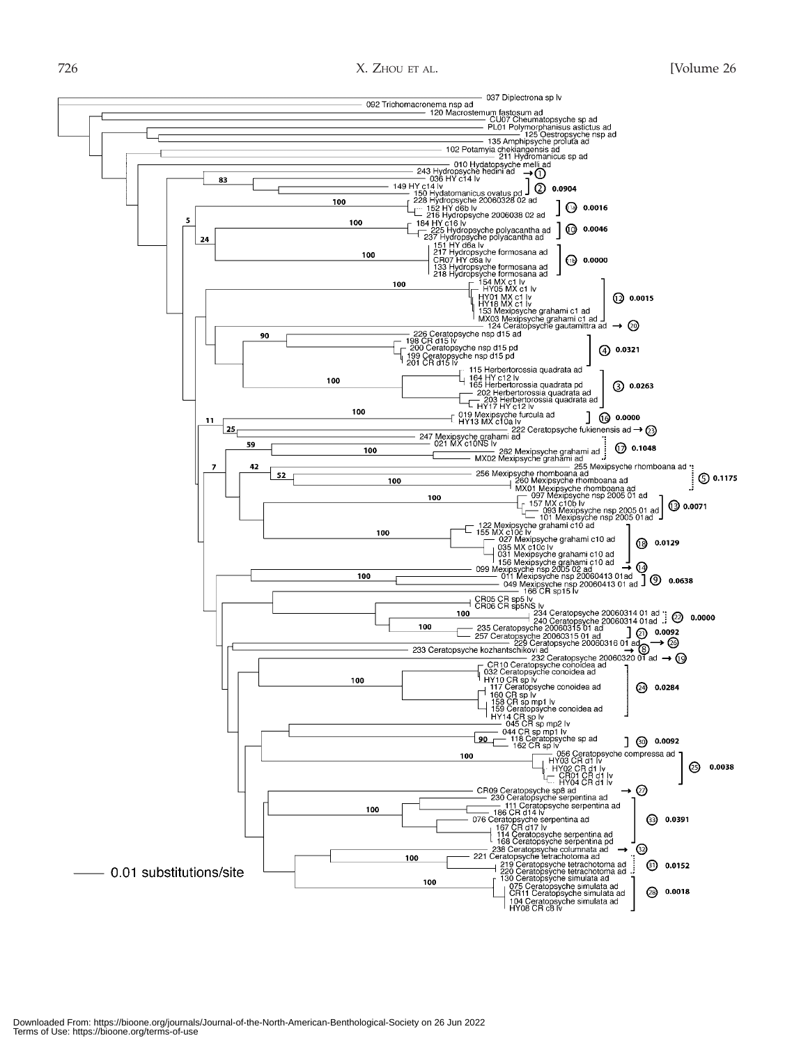037 Diplectrona sp lv
092 Trichomacronema nsp ad
120 Macrostemum fastosum ad
CU07 Cheumatopsyche sp ad
PL01 Polymorphanisus astictus ad
125 Oestropsyche nsp ad
135 Amphipsyche proluta ad
102 Potamyia chekiangensis ad
211 Hydromanicus sp ad
010 Hydatopsyche melli ad
243 Hydropsyche hedini ad → ①
83
036 HY c14 lv
149 HY c14 lv
150 Hydatomanicus ovatus pd ] ② 0.0904
100
228 Hydropsyche 20060328 02 ad
152 HY d6b lv
216 Hydropsyche 2006038 02 ad ] ⑪ 0.0016
5
100
184 HY c16 lv
225 Hydropsyche polyacantha ad
237 Hydropsyche polyacantha ad ] ⑩ 0.0046
24
151 HY d6a lv
100
217 Hydropsyche formosana ad
CR07 HY d6a lv
133 Hydropsyche formosana ad
218 Hydropsyche formosana ad ] ⑪ 0.0000
100
154 MX c1 lv
HY05 MX c1 lv
HY01 MX c1 lv
HY18 MX c1 lv
153 Mexipsyche grahami c1 ad
MX03 Mexipsyche grahami c1 ad ] ⑫ 0.0015
124 Ceratopsyche gautamittra ad → ⑳
90
226 Ceratopsyche nsp d15 ad
198 CR d15 lv
200 Ceratopsyche nsp d15 pd
199 Ceratopsyche nsp d15 pd
201 CR d15 lv ] ④ 0.0321
100
115 Herbertorossia quadrata ad
164 HY c12 lv
165 Herbertorossia quadrata pd
202 Herbertorossia quadrata ad
203 Herbertorossia quadrata ad
HY17 HY c12 lv ] ③ 0.0263
100
11
019 Mexipsyche furcula ad
HY13 MX c10a lv ] ⑯ 0.0000
25
222 Ceratopsyche fukienensis ad → ㉓
247 Mexipsyche grahami ad
59
021 MX c10NS lv
100
262 Mexipsyche grahami ad
MX02 Mexipsyche grahami ad ] ⑰ 0.1048
7
42
255 Mexipsyche rhomboana ad
52
256 Mexipsyche rhomboana ad
100
260 Mexipsyche rhomboana ad
MX01 Mexipsyche rhomboana ad ] ⑤ 0.1175
100
097 Mexipsyche nsp 2005 01 ad
157 MX c10b lv
093 Mexipsyche nsp 2005 01 ad
101 Mexipsyche nsp 2005 01ad ] ⑬ 0.0071
100
122 Mexipsyche grahami c10 ad
155 MX c10c lv
027 Mexipsyche grahami c10 ad
035 MX c10c lv
031 Mexipsyche grahami c10 ad
156 Mexipsyche grahami c10 ad ] ⑱ 0.0129
099 Mexipsyche nsp 2005 02 ad → ⑭
100
011 Mexipsyche nsp 20060413 01ad
049 Mexipsyche nsp 20060413 01 ad ] ⑨ 0.0638
166 CR sp15 lv
CR05 CR sp5 lv
CR06 CR sp5NS lv
100
234 Ceratopsyche 20060314 01 ad
240 Ceratopsyche 20060314 01ad ] ㉒ 0.0000
100
235 Ceratopsyche 20060315 01 ad
257 Ceratopsyche 20060315 01 ad ] ㉑ 0.0092
229 Ceratopsyche 20060316 01 ad → ㉖
233 Ceratopsyche kozhantschikovi ad → ⑧
232 Ceratopsyche 20060320 01 ad → ⑲
CR10 Ceratopsyche conoidea ad
032 Ceratopsyche conoidea ad
100
HY10 CR sp lv
117 Ceratopsyche conoidea ad
160 CR sp lv
158 CR sp mp1 lv
159 Ceratopsyche conoidea ad
HY14 CR sp lv ] ㉔ 0.0284
045 CR sp mp2 lv
044 CR sp mp1 lv
90
118 Ceratopsyche sp ad
162 CR sp lv ] ㉚ 0.0092
100
056 Ceratopsyche compressa ad
HY03 CR d1 lv
HY02 CR d1 lv
CR01 CR d1 lv
HY04 CR d1 lv ] ㉕ 0.0038
CR09 Ceratopsyche sp8 ad → ㉗
230 Ceratopsyche serpentina ad
100
111 Ceratopsyche serpentina ad
186 CR d14 lv
076 Ceratopsyche serpentina ad
167 CR d17 lv
114 Ceratopsyche serpentina ad
168 Ceratopsyche serpentina pd ] ㉝ 0.0391
238 Ceratopsyche columnata ad → ㉜
100
221 Ceratopsyche tetrachotoma ad
219 Ceratopsyche tetrachotoma ad
220 Ceratopsyche tetrachotoma ad ] ㉛ 0.0152
100
130 Ceratopsyche simulata ad
075 Ceratopsyche simulata ad
CR11 Ceratopsyche simulata ad
104 Ceratopsyche simulata ad
HY08 CR c8 lv ] ㉘ 0.0018

0.01 substitutions/site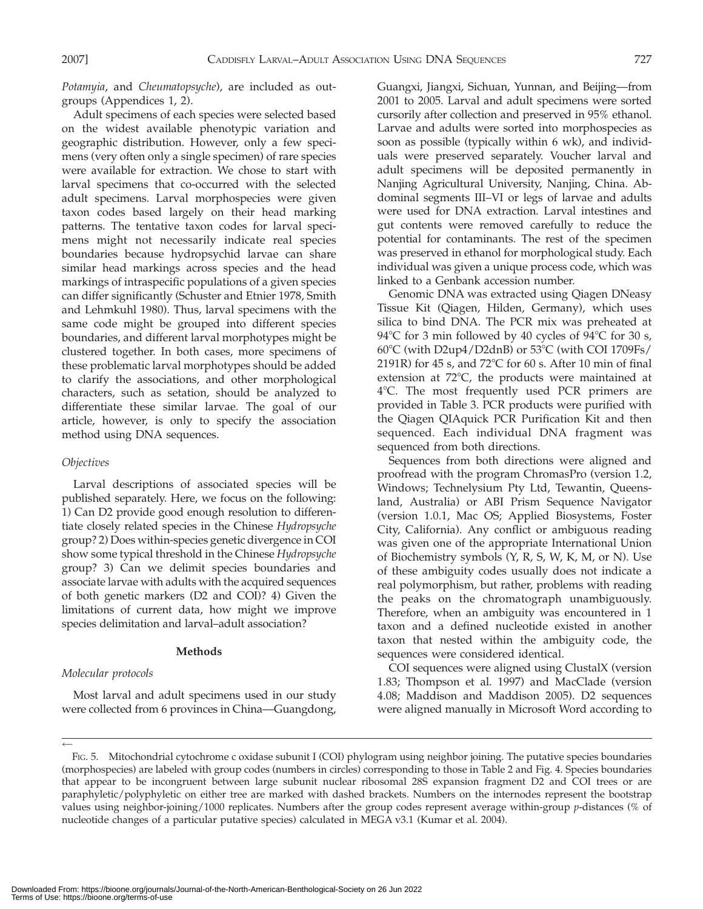*Potamyia*, and *Cheumatopsyche*), are included as outgroups (Appendices 1, 2).

Adult specimens of each species were selected based on the widest available phenotypic variation and geographic distribution. However, only a few specimens (very often only a single specimen) of rare species were available for extraction. We chose to start with larval specimens that co-occurred with the selected adult specimens. Larval morphospecies were given taxon codes based largely on their head marking patterns. The tentative taxon codes for larval specimens might not necessarily indicate real species boundaries because hydropsychid larvae can share similar head markings across species and the head markings of intraspecific populations of a given species can differ significantly (Schuster and Etnier 1978, Smith and Lehmkuhl 1980). Thus, larval specimens with the same code might be grouped into different species boundaries, and different larval morphotypes might be clustered together. In both cases, more specimens of these problematic larval morphotypes should be added to clarify the associations, and other morphological characters, such as setation, should be analyzed to differentiate these similar larvae. The goal of our article, however, is only to specify the association method using DNA sequences.

### *Objectives*

Larval descriptions of associated species will be published separately. Here, we focus on the following: 1) Can D2 provide good enough resolution to differentiate closely related species in the Chinese *Hydropsyche* group? 2) Does within-species genetic divergence in COI show some typical threshold in the Chinese *Hydropsyche* group? 3) Can we delimit species boundaries and associate larvae with adults with the acquired sequences of both genetic markers (D2 and COI)? 4) Given the limitations of current data, how might we improve species delimitation and larval–adult association?

## Methods

### *Molecular protocols*

Most larval and adult specimens used in our study were collected from 6 provinces in China—Guangdong, Guangxi, Jiangxi, Sichuan, Yunnan, and Beijing—from 2001 to 2005. Larval and adult specimens were sorted cursorily after collection and preserved in 95% ethanol. Larvae and adults were sorted into morphospecies as soon as possible (typically within 6 wk), and individuals were preserved separately. Voucher larval and adult specimens will be deposited permanently in Nanjing Agricultural University, Nanjing, China. Abdominal segments III–VI or legs of larvae and adults were used for DNA extraction. Larval intestines and gut contents were removed carefully to reduce the potential for contaminants. The rest of the specimen was preserved in ethanol for morphological study. Each individual was given a unique process code, which was linked to a Genbank accession number.

Genomic DNA was extracted using Qiagen DNeasy Tissue Kit (Qiagen, Hilden, Germany), which uses silica to bind DNA. The PCR mix was preheated at 94°C for 3 min followed by 40 cycles of 94°C for 30 s, 60°C (with D2up4/D2dnB) or 53°C (with COI 1709Fs/2191R) for 45 s, and 72°C for 60 s. After 10 min of final extension at 72°C, the products were maintained at 4°C. The most frequently used PCR primers are provided in Table 3. PCR products were purified with the Qiagen QIAquick PCR Purification Kit and then sequenced. Each individual DNA fragment was sequenced from both directions.

Sequences from both directions were aligned and proofread with the program ChromasPro (version 1.2, Windows; Technelysium Pty Ltd, Tewantin, Queensland, Australia) or ABI Prism Sequence Navigator (version 1.0.1, Mac OS; Applied Biosystems, Foster City, California). Any conflict or ambiguous reading was given one of the appropriate International Union of Biochemistry symbols (Y, R, S, W, K, M, or N). Use of these ambiguity codes usually does not indicate a real polymorphism, but rather, problems with reading the peaks on the chromatograph unambiguously. Therefore, when an ambiguity was encountered in 1 taxon and a defined nucleotide existed in another taxon that nested within the ambiguity code, the sequences were considered identical.

COI sequences were aligned using ClustalX (version 1.83; Thompson et al. 1997) and MacClade (version 4.08; Maddison and Maddison 2005). D2 sequences were aligned manually in Microsoft Word according to

←

FIG. 5. Mitochondrial cytochrome c oxidase subunit I (COI) phylogram using neighbor joining. The putative species boundaries (morphospecies) are labeled with group codes (numbers in circles) corresponding to those in Table 2 and Fig. 4. Species boundaries that appear to be incongruent between large subunit nuclear ribosomal 28S expansion fragment D2 and COI trees or are paraphyletic/polyphyletic on either tree are marked with dashed brackets. Numbers on the internodes represent the bootstrap values using neighbor-joining/1000 replicates. Numbers after the group codes represent average within-group *p*-distances (% of nucleotide changes of a particular putative species) calculated in MEGA v3.1 (Kumar et al. 2004).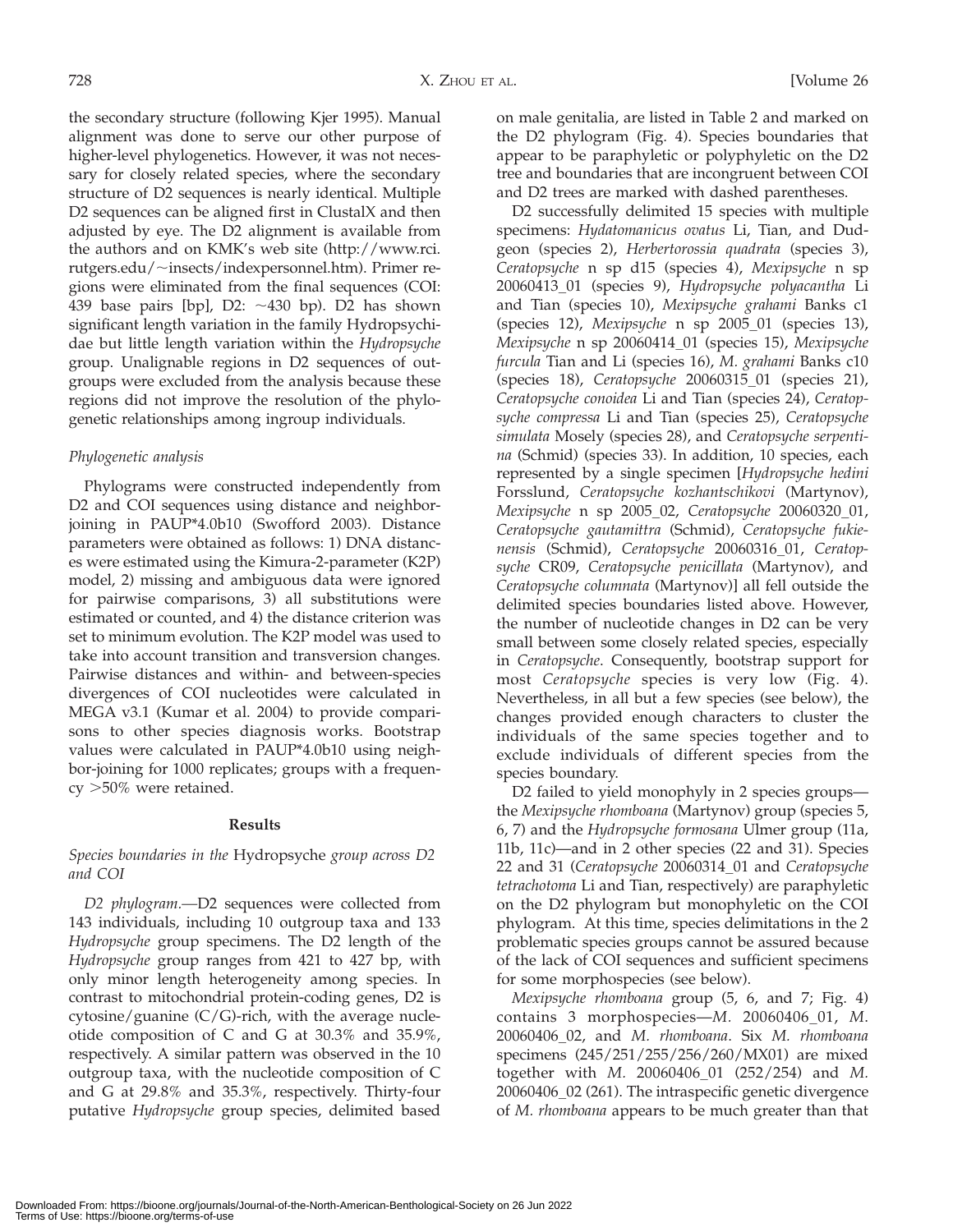the secondary structure (following Kjer 1995). Manual alignment was done to serve our other purpose of higher-level phylogenetics. However, it was not necessary for closely related species, where the secondary structure of D2 sequences is nearly identical. Multiple D2 sequences can be aligned first in ClustalX and then adjusted by eye. The D2 alignment is available from the authors and on KMK's web site (http://www.rci.rutgers.edu/~insects/indexpersonnel.htm). Primer regions were eliminated from the final sequences (COI: 439 base pairs [bp], D2: ~430 bp). D2 has shown significant length variation in the family Hydropsychidae but little length variation within the *Hydropsyche* group. Unalignable regions in D2 sequences of outgroups were excluded from the analysis because these regions did not improve the resolution of the phylogenetic relationships among ingroup individuals.

### *Phylogenetic analysis*

Phylograms were constructed independently from D2 and COI sequences using distance and neighbor-joining in PAUP*4.0b10 (Swofford 2003). Distance parameters were obtained as follows: 1) DNA distances were estimated using the Kimura-2-parameter (K2P) model, 2) missing and ambiguous data were ignored for pairwise comparisons, 3) all substitutions were estimated or counted, and 4) the distance criterion was set to minimum evolution. The K2P model was used to take into account transition and transversion changes. Pairwise distances and within- and between-species divergences of COI nucleotides were calculated in MEGA v3.1 (Kumar et al. 2004) to provide comparisons to other species diagnosis works. Bootstrap values were calculated in PAUP*4.0b10 using neighbor-joining for 1000 replicates; groups with a frequency >50% were retained.

## Results

### *Species boundaries in the* Hydropsyche *group across D2 and COI*

*D2 phylogram*.—D2 sequences were collected from 143 individuals, including 10 outgroup taxa and 133 *Hydropsyche* group specimens. The D2 length of the *Hydropsyche* group ranges from 421 to 427 bp, with only minor length heterogeneity among species. In contrast to mitochondrial protein-coding genes, D2 is cytosine/guanine (C/G)-rich, with the average nucleotide composition of C and G at 30.3% and 35.9%, respectively. A similar pattern was observed in the 10 outgroup taxa, with the nucleotide composition of C and G at 29.8% and 35.3%, respectively. Thirty-four putative *Hydropsyche* group species, delimited based on male genitalia, are listed in Table 2 and marked on the D2 phylogram (Fig. 4). Species boundaries that appear to be paraphyletic or polyphyletic on the D2 tree and boundaries that are incongruent between COI and D2 trees are marked with dashed parentheses.

D2 successfully delimited 15 species with multiple specimens: *Hydatomanicus ovatus* Li, Tian, and Dudgeon (species 2), *Herbertorossia quadrata* (species 3), *Ceratopsyche* n sp d15 (species 4), *Mexipsyche* n sp 20060413_01 (species 9), *Hydropsyche polyacantha* Li and Tian (species 10), *Mexipsyche grahami* Banks c1 (species 12), *Mexipsyche* n sp 2005_01 (species 13), *Mexipsyche* n sp 20060414_01 (species 15), *Mexipsyche furcula* Tian and Li (species 16), *M. grahami* Banks c10 (species 18), *Ceratopsyche* 20060315_01 (species 21), *Ceratopsyche conoidea* Li and Tian (species 24), *Ceratopsyche compressa* Li and Tian (species 25), *Ceratopsyche simulata* Mosely (species 28), and *Ceratopsyche serpentina* (Schmid) (species 33). In addition, 10 species, each represented by a single specimen [*Hydropsyche hedini* Forsslund, *Ceratopsyche kozhantschikovi* (Martynov), *Mexipsyche* n sp 2005_02, *Ceratopsyche* 20060320_01, *Ceratopsyche gautamittra* (Schmid), *Ceratopsyche fukienensis* (Schmid), *Ceratopsyche* 20060316_01, *Ceratopsyche* CR09, *Ceratopsyche penicillata* (Martynov), and *Ceratopsyche columnata* (Martynov)] all fell outside the delimited species boundaries listed above. However, the number of nucleotide changes in D2 can be very small between some closely related species, especially in *Ceratopsyche*. Consequently, bootstrap support for most *Ceratopsyche* species is very low (Fig. 4). Nevertheless, in all but a few species (see below), the changes provided enough characters to cluster the individuals of the same species together and to exclude individuals of different species from the species boundary.

D2 failed to yield monophyly in 2 species groups—the *Mexipsyche rhomboana* (Martynov) group (species 5, 6, 7) and the *Hydropsyche formosana* Ulmer group (11a, 11b, 11c)—and in 2 other species (22 and 31). Species 22 and 31 (*Ceratopsyche* 20060314_01 and *Ceratopsyche tetrachotoma* Li and Tian, respectively) are paraphyletic on the D2 phylogram but monophyletic on the COI phylogram. At this time, species delimitations in the 2 problematic species groups cannot be assured because of the lack of COI sequences and sufficient specimens for some morphospecies (see below).

*Mexipsyche rhomboana* group (5, 6, and 7; Fig. 4) contains 3 morphospecies—*M.* 20060406_01, *M.* 20060406_02, and *M. rhomboana*. Six *M. rhomboana* specimens (245/251/255/256/260/MX01) are mixed together with *M.* 20060406_01 (252/254) and *M.* 20060406_02 (261). The intraspecific genetic divergence of *M. rhomboana* appears to be much greater than that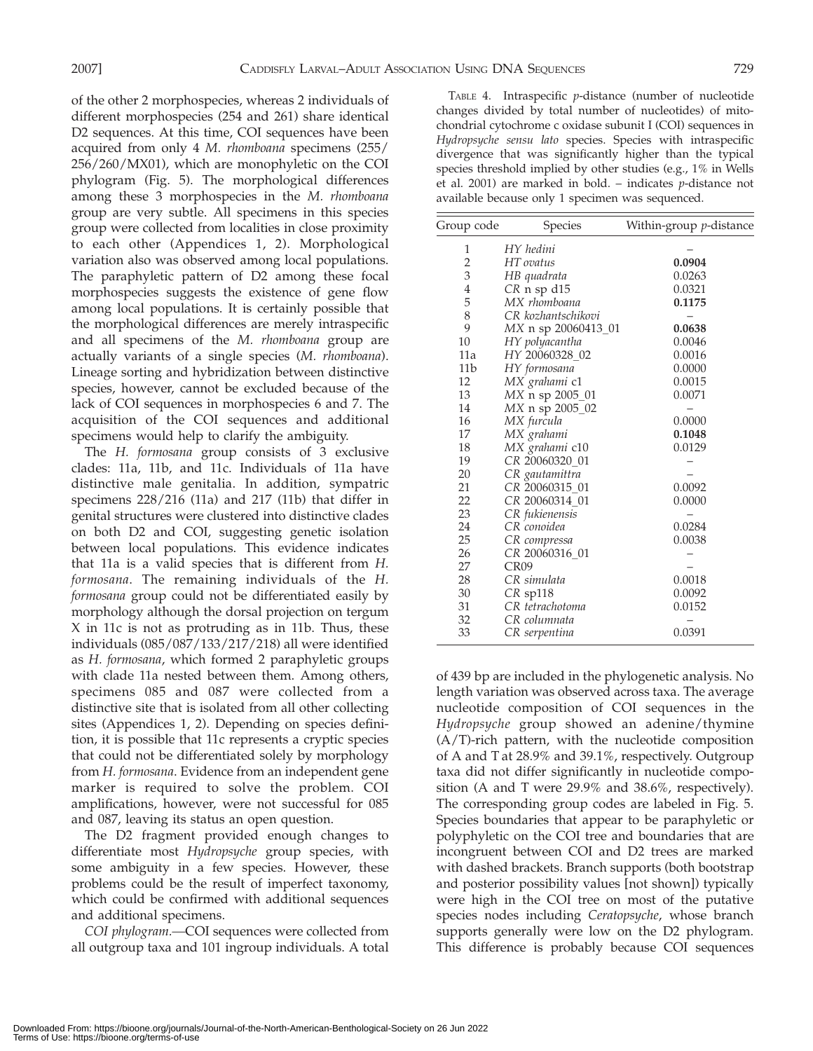of the other 2 morphospecies, whereas 2 individuals of different morphospecies (254 and 261) share identical D2 sequences. At this time, COI sequences have been acquired from only 4 *M. rhomboana* specimens (255/256/260/MX01), which are monophyletic on the COI phylogram (Fig. 5). The morphological differences among these 3 morphospecies in the *M. rhomboana* group are very subtle. All specimens in this species group were collected from localities in close proximity to each other (Appendices 1, 2). Morphological variation also was observed among local populations. The paraphyletic pattern of D2 among these focal morphospecies suggests the existence of gene flow among local populations. It is certainly possible that the morphological differences are merely intraspecific and all specimens of the *M. rhomboana* group are actually variants of a single species (*M. rhomboana*). Lineage sorting and hybridization between distinctive species, however, cannot be excluded because of the lack of COI sequences in morphospecies 6 and 7. The acquisition of the COI sequences and additional specimens would help to clarify the ambiguity.

The *H. formosana* group consists of 3 exclusive clades: 11a, 11b, and 11c. Individuals of 11a have distinctive male genitalia. In addition, sympatric specimens 228/216 (11a) and 217 (11b) that differ in genital structures were clustered into distinctive clades on both D2 and COI, suggesting genetic isolation between local populations. This evidence indicates that 11a is a valid species that is different from *H. formosana*. The remaining individuals of the *H. formosana* group could not be differentiated easily by morphology although the dorsal projection on tergum X in 11c is not as protruding as in 11b. Thus, these individuals (085/087/133/217/218) all were identified as *H. formosana*, which formed 2 paraphyletic groups with clade 11a nested between them. Among others, specimens 085 and 087 were collected from a distinctive site that is isolated from all other collecting sites (Appendices 1, 2). Depending on species definition, it is possible that 11c represents a cryptic species that could not be differentiated solely by morphology from *H. formosana*. Evidence from an independent gene marker is required to solve the problem. COI amplifications, however, were not successful for 085 and 087, leaving its status an open question.

The D2 fragment provided enough changes to differentiate most *Hydropsyche* group species, with some ambiguity in a few species. However, these problems could be the result of imperfect taxonomy, which could be confirmed with additional sequences and additional specimens.

*COI phylogram*.—COI sequences were collected from all outgroup taxa and 101 ingroup individuals. A total of 439 bp are included in the phylogenetic analysis. No length variation was observed across taxa. The average nucleotide composition of COI sequences in the *Hydropsyche* group showed an adenine/thymine (A/T)-rich pattern, with the nucleotide composition of A and T at 28.9% and 39.1%, respectively. Outgroup taxa did not differ significantly in nucleotide composition (A and T were 29.9% and 38.6%, respectively). The corresponding group codes are labeled in Fig. 5. Species boundaries that appear to be paraphyletic or polyphyletic on the COI tree and boundaries that are incongruent between COI and D2 trees are marked with dashed brackets. Branch supports (both bootstrap and posterior possibility values [not shown]) typically were high in the COI tree on most of the putative species nodes including *Ceratopsyche*, whose branch supports generally were low on the D2 phylogram. This difference is probably because COI sequences

TABLE 4. Intraspecific *p*-distance (number of nucleotide changes divided by total number of nucleotides) of mitochondrial cytochrome c oxidase subunit I (COI) sequences in *Hydropsyche sensu lato* species. Species with intraspecific divergence that was significantly higher than the typical species threshold implied by other studies (e.g., 1% in Wells et al. 2001) are marked in bold. – indicates *p*-distance not available because only 1 specimen was sequenced.

| Group code | Species | Within-group *p*-distance |
|---|---|---|
| 1 | *HY hedini* | – |
| 2 | *HT ovatus* | **0.0904** |
| 3 | *HB quadrata* | 0.0263 |
| 4 | *CR* n sp d15 | 0.0321 |
| 5 | *MX rhomboana* | **0.1175** |
| 8 | *CR kozhantschikovi* | – |
| 9 | *MX* n sp 20060413_01 | **0.0638** |
| 10 | *HY polyacantha* | 0.0046 |
| 11a | *HY* 20060328_02 | 0.0016 |
| 11b | *HY formosana* | 0.0000 |
| 12 | *MX grahami* c1 | 0.0015 |
| 13 | *MX* n sp 2005_01 | 0.0071 |
| 14 | *MX* n sp 2005_02 | – |
| 16 | *MX furcula* | 0.0000 |
| 17 | *MX grahami* | **0.1048** |
| 18 | *MX grahami* c10 | 0.0129 |
| 19 | *CR* 20060320_01 | – |
| 20 | *CR gautamittra* | – |
| 21 | *CR* 20060315_01 | 0.0092 |
| 22 | *CR* 20060314_01 | 0.0000 |
| 23 | *CR fukienensis* | – |
| 24 | *CR conoidea* | 0.0284 |
| 25 | *CR compressa* | 0.0038 |
| 26 | *CR* 20060316_01 | – |
| 27 | CR09 | – |
| 28 | *CR simulata* | 0.0018 |
| 30 | *CR* sp118 | 0.0092 |
| 31 | *CR tetrachotoma* | 0.0152 |
| 32 | *CR columnata* | – |
| 33 | *CR serpentina* | 0.0391 |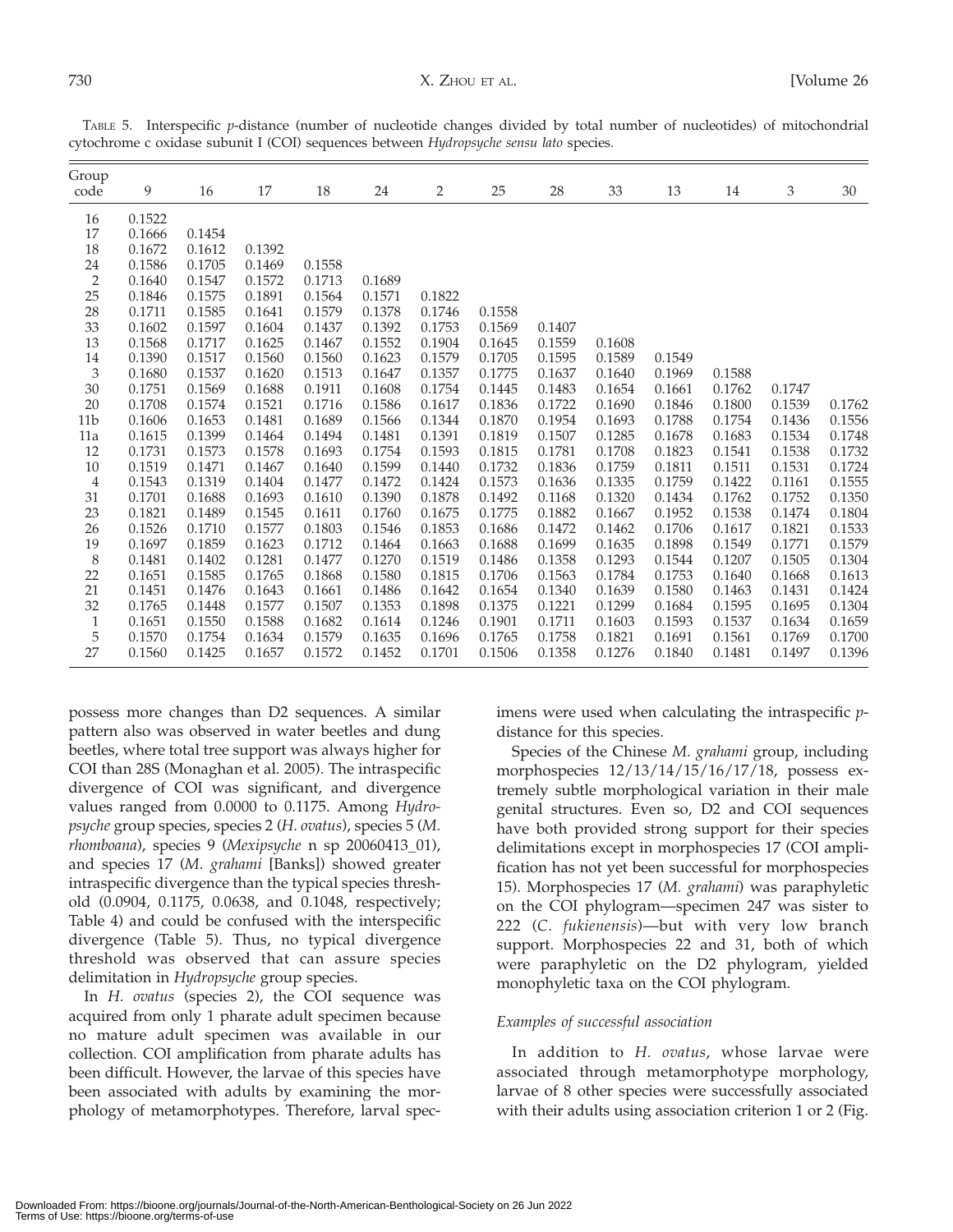TABLE 5. Interspecific *p*-distance (number of nucleotide changes divided by total number of nucleotides) of mitochondrial cytochrome c oxidase subunit I (COI) sequences between *Hydropsyche sensu lato* species.

| Group code | 9 | 16 | 17 | 18 | 24 | 2 | 25 | 28 | 33 | 13 | 14 | 3 | 30 |
|---|---|---|---|---|---|---|---|---|---|---|---|---|---|
| 16 | 0.1522 | | | | | | | | | | | | |
| 17 | 0.1666 | 0.1454 | | | | | | | | | | | |
| 18 | 0.1672 | 0.1612 | 0.1392 | | | | | | | | | | |
| 24 | 0.1586 | 0.1705 | 0.1469 | 0.1558 | | | | | | | | | |
| 2 | 0.1640 | 0.1547 | 0.1572 | 0.1713 | 0.1689 | | | | | | | | |
| 25 | 0.1846 | 0.1575 | 0.1891 | 0.1564 | 0.1571 | 0.1822 | | | | | | | |
| 28 | 0.1711 | 0.1585 | 0.1641 | 0.1579 | 0.1378 | 0.1746 | 0.1558 | | | | | | |
| 33 | 0.1602 | 0.1597 | 0.1604 | 0.1437 | 0.1392 | 0.1753 | 0.1569 | 0.1407 | | | | | |
| 13 | 0.1568 | 0.1717 | 0.1625 | 0.1467 | 0.1552 | 0.1904 | 0.1645 | 0.1559 | 0.1608 | | | | |
| 14 | 0.1390 | 0.1517 | 0.1560 | 0.1560 | 0.1623 | 0.1579 | 0.1705 | 0.1595 | 0.1589 | 0.1549 | | | |
| 3 | 0.1680 | 0.1537 | 0.1620 | 0.1513 | 0.1647 | 0.1357 | 0.1775 | 0.1637 | 0.1640 | 0.1969 | 0.1588 | | |
| 30 | 0.1751 | 0.1569 | 0.1688 | 0.1911 | 0.1608 | 0.1754 | 0.1445 | 0.1483 | 0.1654 | 0.1661 | 0.1762 | 0.1747 | |
| 20 | 0.1708 | 0.1574 | 0.1521 | 0.1716 | 0.1586 | 0.1617 | 0.1836 | 0.1722 | 0.1690 | 0.1846 | 0.1800 | 0.1539 | 0.1762 |
| 11b | 0.1606 | 0.1653 | 0.1481 | 0.1689 | 0.1566 | 0.1344 | 0.1870 | 0.1954 | 0.1693 | 0.1788 | 0.1754 | 0.1436 | 0.1556 |
| 11a | 0.1615 | 0.1399 | 0.1464 | 0.1494 | 0.1481 | 0.1391 | 0.1819 | 0.1507 | 0.1285 | 0.1678 | 0.1683 | 0.1534 | 0.1748 |
| 12 | 0.1731 | 0.1573 | 0.1578 | 0.1693 | 0.1754 | 0.1593 | 0.1815 | 0.1781 | 0.1708 | 0.1823 | 0.1541 | 0.1538 | 0.1732 |
| 10 | 0.1519 | 0.1471 | 0.1467 | 0.1640 | 0.1599 | 0.1440 | 0.1732 | 0.1836 | 0.1759 | 0.1811 | 0.1511 | 0.1531 | 0.1724 |
| 4 | 0.1543 | 0.1319 | 0.1404 | 0.1477 | 0.1472 | 0.1424 | 0.1573 | 0.1636 | 0.1335 | 0.1759 | 0.1422 | 0.1161 | 0.1555 |
| 31 | 0.1701 | 0.1688 | 0.1693 | 0.1610 | 0.1390 | 0.1878 | 0.1492 | 0.1168 | 0.1320 | 0.1434 | 0.1762 | 0.1752 | 0.1350 |
| 23 | 0.1821 | 0.1489 | 0.1545 | 0.1611 | 0.1760 | 0.1675 | 0.1775 | 0.1882 | 0.1667 | 0.1952 | 0.1538 | 0.1474 | 0.1804 |
| 26 | 0.1526 | 0.1710 | 0.1577 | 0.1803 | 0.1546 | 0.1853 | 0.1686 | 0.1472 | 0.1462 | 0.1706 | 0.1617 | 0.1821 | 0.1533 |
| 19 | 0.1697 | 0.1859 | 0.1623 | 0.1712 | 0.1464 | 0.1663 | 0.1688 | 0.1699 | 0.1635 | 0.1898 | 0.1549 | 0.1771 | 0.1579 |
| 8 | 0.1481 | 0.1402 | 0.1281 | 0.1477 | 0.1270 | 0.1519 | 0.1486 | 0.1358 | 0.1293 | 0.1544 | 0.1207 | 0.1505 | 0.1304 |
| 22 | 0.1651 | 0.1585 | 0.1765 | 0.1868 | 0.1580 | 0.1815 | 0.1706 | 0.1563 | 0.1784 | 0.1753 | 0.1640 | 0.1668 | 0.1613 |
| 21 | 0.1451 | 0.1476 | 0.1643 | 0.1661 | 0.1486 | 0.1642 | 0.1654 | 0.1340 | 0.1639 | 0.1580 | 0.1463 | 0.1431 | 0.1424 |
| 32 | 0.1765 | 0.1448 | 0.1577 | 0.1507 | 0.1353 | 0.1898 | 0.1375 | 0.1221 | 0.1299 | 0.1684 | 0.1595 | 0.1695 | 0.1304 |
| 1 | 0.1651 | 0.1550 | 0.1588 | 0.1682 | 0.1614 | 0.1246 | 0.1901 | 0.1711 | 0.1603 | 0.1593 | 0.1537 | 0.1634 | 0.1659 |
| 5 | 0.1570 | 0.1754 | 0.1634 | 0.1579 | 0.1635 | 0.1696 | 0.1765 | 0.1758 | 0.1821 | 0.1691 | 0.1561 | 0.1769 | 0.1700 |
| 27 | 0.1560 | 0.1425 | 0.1657 | 0.1572 | 0.1452 | 0.1701 | 0.1506 | 0.1358 | 0.1276 | 0.1840 | 0.1481 | 0.1497 | 0.1396 |

possess more changes than D2 sequences. A similar pattern also was observed in water beetles and dung beetles, where total tree support was always higher for COI than 28S (Monaghan et al. 2005). The intraspecific divergence of COI was significant, and divergence values ranged from 0.0000 to 0.1175. Among *Hydropsyche* group species, species 2 (*H. ovatus*), species 5 (*M. rhomboana*), species 9 (*Mexipsyche* n sp 20060413_01), and species 17 (*M. grahami* [Banks]) showed greater intraspecific divergence than the typical species threshold (0.0904, 0.1175, 0.0638, and 0.1048, respectively; Table 4) and could be confused with the interspecific divergence (Table 5). Thus, no typical divergence threshold was observed that can assure species delimitation in *Hydropsyche* group species.

In *H. ovatus* (species 2), the COI sequence was acquired from only 1 pharate adult specimen because no mature adult specimen was available in our collection. COI amplification from pharate adults has been difficult. However, the larvae of this species have been associated with adults by examining the morphology of metamorphotypes. Therefore, larval specimens were used when calculating the intraspecific *p*-distance for this species.

Species of the Chinese *M. grahami* group, including morphospecies 12/13/14/15/16/17/18, possess extremely subtle morphological variation in their male genital structures. Even so, D2 and COI sequences have both provided strong support for their species delimitations except in morphospecies 17 (COI amplification has not yet been successful for morphospecies 15). Morphospecies 17 (*M. grahami*) was paraphyletic on the COI phylogram—specimen 247 was sister to 222 (*C. fukienensis*)—but with very low branch support. Morphospecies 22 and 31, both of which were paraphyletic on the D2 phylogram, yielded monophyletic taxa on the COI phylogram.

### *Examples of successful association*

In addition to *H. ovatus*, whose larvae were associated through metamorphotype morphology, larvae of 8 other species were successfully associated with their adults using association criterion 1 or 2 (Fig.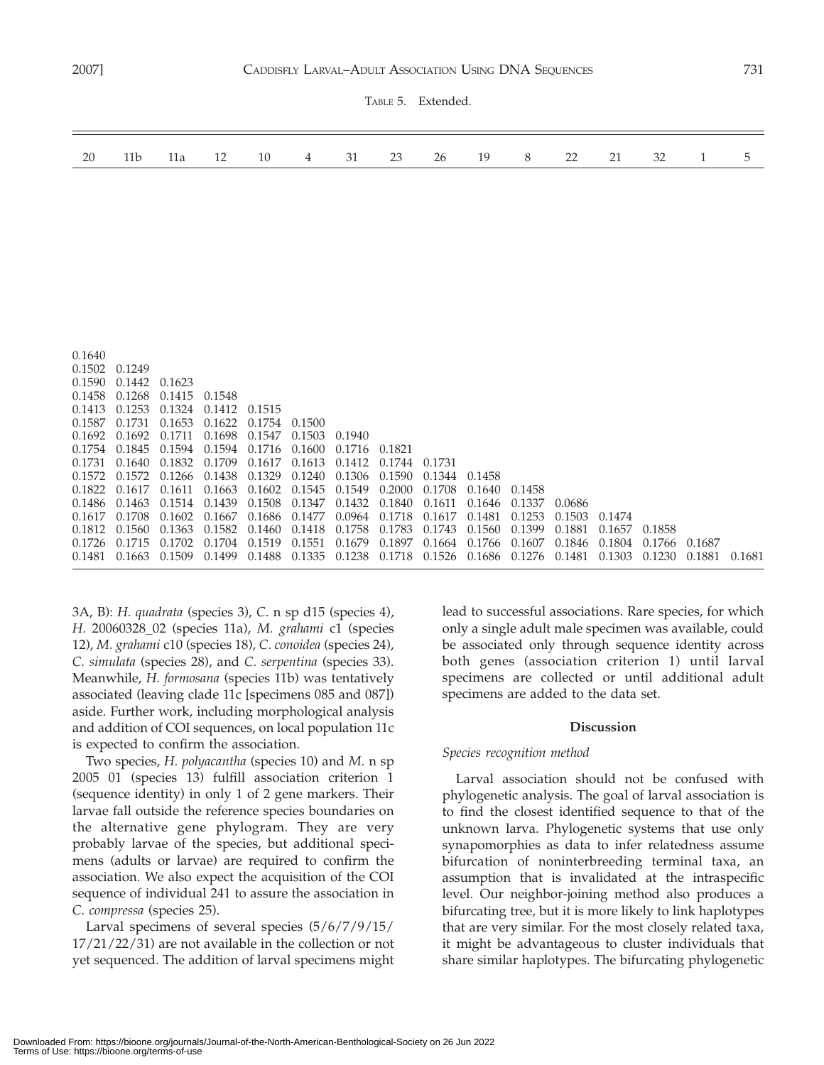Table 5. Extended.

| 20 | 11b | 11a | 12 | 10 | 4 | 31 | 23 | 26 | 19 | 8 | 22 | 21 | 32 | 1 | 5 |
|---|---|---|---|---|---|---|---|---|---|---|---|---|---|---|---|
| 0.1640 | | | | | | | | | | | | | | | |
| 0.1502 | 0.1249 | | | | | | | | | | | | | | |
| 0.1590 | 0.1442 | 0.1623 | | | | | | | | | | | | | |
| 0.1458 | 0.1268 | 0.1415 | 0.1548 | | | | | | | | | | | | |
| 0.1413 | 0.1253 | 0.1324 | 0.1412 | 0.1515 | | | | | | | | | | | |
| 0.1587 | 0.1731 | 0.1653 | 0.1622 | 0.1754 | 0.1500 | | | | | | | | | | |
| 0.1692 | 0.1692 | 0.1711 | 0.1698 | 0.1547 | 0.1503 | 0.1940 | | | | | | | | | |
| 0.1754 | 0.1845 | 0.1594 | 0.1594 | 0.1716 | 0.1600 | 0.1716 | 0.1821 | | | | | | | | |
| 0.1731 | 0.1640 | 0.1832 | 0.1709 | 0.1617 | 0.1613 | 0.1412 | 0.1744 | 0.1731 | | | | | | | |
| 0.1572 | 0.1572 | 0.1266 | 0.1438 | 0.1329 | 0.1240 | 0.1306 | 0.1590 | 0.1344 | 0.1458 | | | | | | |
| 0.1822 | 0.1617 | 0.1611 | 0.1663 | 0.1602 | 0.1545 | 0.1549 | 0.2000 | 0.1708 | 0.1640 | 0.1458 | | | | | |
| 0.1486 | 0.1463 | 0.1514 | 0.1439 | 0.1508 | 0.1347 | 0.1432 | 0.1840 | 0.1611 | 0.1646 | 0.1337 | 0.0686 | | | | |
| 0.1617 | 0.1708 | 0.1602 | 0.1667 | 0.1686 | 0.1477 | 0.0964 | 0.1718 | 0.1617 | 0.1481 | 0.1253 | 0.1503 | 0.1474 | | | |
| 0.1812 | 0.1560 | 0.1363 | 0.1582 | 0.1460 | 0.1418 | 0.1758 | 0.1783 | 0.1743 | 0.1560 | 0.1399 | 0.1881 | 0.1657 | 0.1858 | | |
| 0.1726 | 0.1715 | 0.1702 | 0.1704 | 0.1519 | 0.1551 | 0.1679 | 0.1897 | 0.1664 | 0.1766 | 0.1607 | 0.1846 | 0.1804 | 0.1766 | 0.1687 | |
| 0.1481 | 0.1663 | 0.1509 | 0.1499 | 0.1488 | 0.1335 | 0.1238 | 0.1718 | 0.1526 | 0.1686 | 0.1276 | 0.1481 | 0.1303 | 0.1230 | 0.1881 | 0.1681 |

3A, B): *H. quadrata* (species 3), *C.* n sp d15 (species 4), *H.* 20060328_02 (species 11a), *M. grahami* c1 (species 12), *M. grahami* c10 (species 18), *C. conoidea* (species 24), *C. simulata* (species 28), and *C. serpentina* (species 33). Meanwhile, *H. formosana* (species 11b) was tentatively associated (leaving clade 11c [specimens 085 and 087]) aside. Further work, including morphological analysis and addition of COI sequences, on local population 11c is expected to confirm the association.

Two species, *H. polyacantha* (species 10) and *M.* n sp 2005 01 (species 13) fulfill association criterion 1 (sequence identity) in only 1 of 2 gene markers. Their larvae fall outside the reference species boundaries on the alternative gene phylogram. They are very probably larvae of the species, but additional specimens (adults or larvae) are required to confirm the association. We also expect the acquisition of the COI sequence of individual 241 to assure the association in *C. compressa* (species 25).

Larval specimens of several species (5/6/7/9/15/17/21/22/31) are not available in the collection or not yet sequenced. The addition of larval specimens might lead to successful associations. Rare species, for which only a single adult male specimen was available, could be associated only through sequence identity across both genes (association criterion 1) until larval specimens are collected or until additional adult specimens are added to the data set.

## Discussion

### *Species recognition method*

Larval association should not be confused with phylogenetic analysis. The goal of larval association is to find the closest identified sequence to that of the unknown larva. Phylogenetic systems that use only synapomorphies as data to infer relatedness assume bifurcation of noninterbreeding terminal taxa, an assumption that is invalidated at the intraspecific level. Our neighbor-joining method also produces a bifurcating tree, but it is more likely to link haplotypes that are very similar. For the most closely related taxa, it might be advantageous to cluster individuals that share similar haplotypes. The bifurcating phylogenetic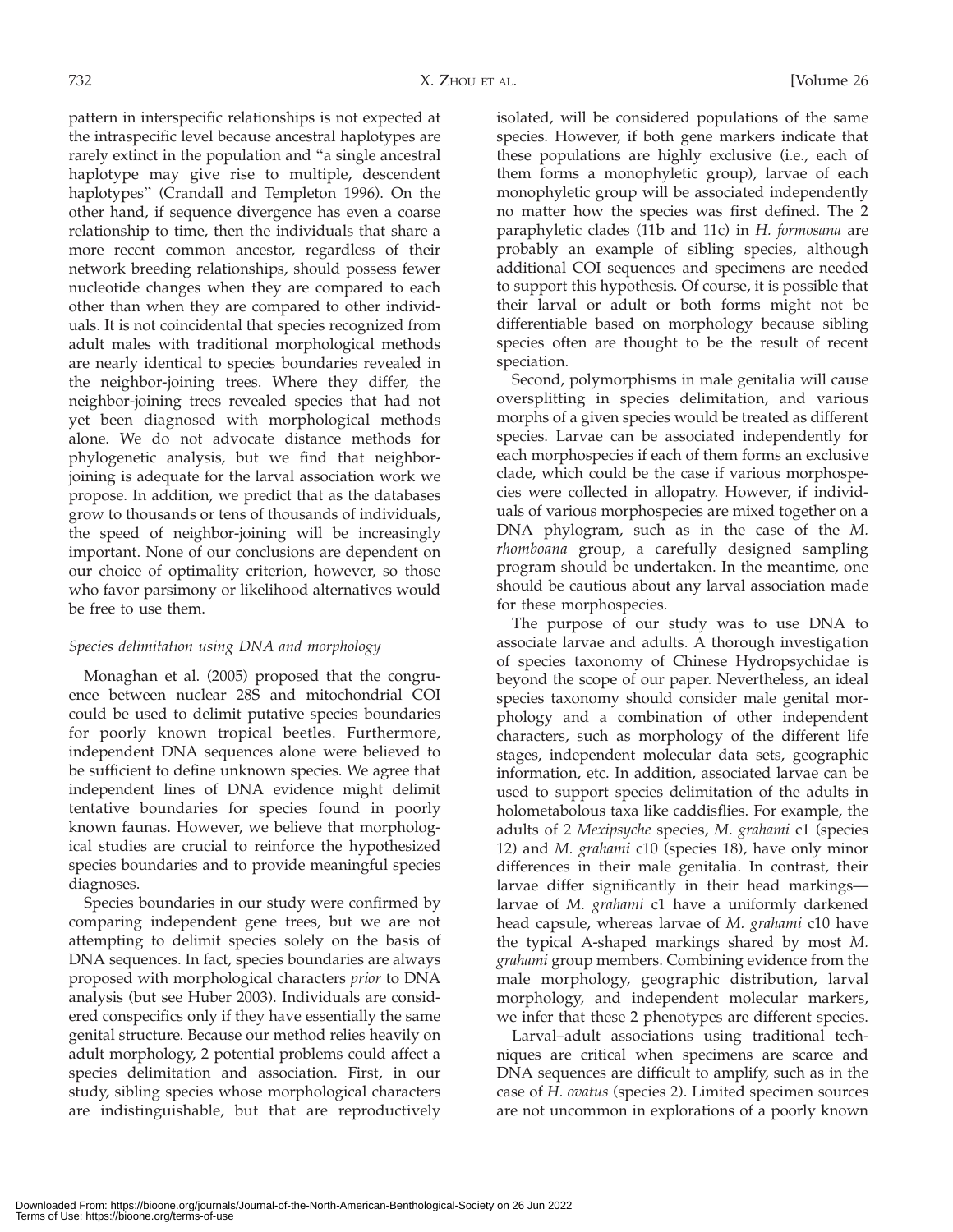pattern in interspecific relationships is not expected at the intraspecific level because ancestral haplotypes are rarely extinct in the population and "a single ancestral haplotype may give rise to multiple, descendent haplotypes" (Crandall and Templeton 1996). On the other hand, if sequence divergence has even a coarse relationship to time, then the individuals that share a more recent common ancestor, regardless of their network breeding relationships, should possess fewer nucleotide changes when they are compared to each other than when they are compared to other individuals. It is not coincidental that species recognized from adult males with traditional morphological methods are nearly identical to species boundaries revealed in the neighbor-joining trees. Where they differ, the neighbor-joining trees revealed species that had not yet been diagnosed with morphological methods alone. We do not advocate distance methods for phylogenetic analysis, but we find that neighbor-joining is adequate for the larval association work we propose. In addition, we predict that as the databases grow to thousands or tens of thousands of individuals, the speed of neighbor-joining will be increasingly important. None of our conclusions are dependent on our choice of optimality criterion, however, so those who favor parsimony or likelihood alternatives would be free to use them.

### *Species delimitation using DNA and morphology*

Monaghan et al. (2005) proposed that the congruence between nuclear 28S and mitochondrial COI could be used to delimit putative species boundaries for poorly known tropical beetles. Furthermore, independent DNA sequences alone were believed to be sufficient to define unknown species. We agree that independent lines of DNA evidence might delimit tentative boundaries for species found in poorly known faunas. However, we believe that morphological studies are crucial to reinforce the hypothesized species boundaries and to provide meaningful species diagnoses.

Species boundaries in our study were confirmed by comparing independent gene trees, but we are not attempting to delimit species solely on the basis of DNA sequences. In fact, species boundaries are always proposed with morphological characters *prior* to DNA analysis (but see Huber 2003). Individuals are considered conspecifics only if they have essentially the same genital structure. Because our method relies heavily on adult morphology, 2 potential problems could affect a species delimitation and association. First, in our study, sibling species whose morphological characters are indistinguishable, but that are reproductively isolated, will be considered populations of the same species. However, if both gene markers indicate that these populations are highly exclusive (i.e., each of them forms a monophyletic group), larvae of each monophyletic group will be associated independently no matter how the species was first defined. The 2 paraphyletic clades (11b and 11c) in *H. formosana* are probably an example of sibling species, although additional COI sequences and specimens are needed to support this hypothesis. Of course, it is possible that their larval or adult or both forms might not be differentiable based on morphology because sibling species often are thought to be the result of recent speciation.

Second, polymorphisms in male genitalia will cause oversplitting in species delimitation, and various morphs of a given species would be treated as different species. Larvae can be associated independently for each morphospecies if each of them forms an exclusive clade, which could be the case if various morphospecies were collected in allopatry. However, if individuals of various morphospecies are mixed together on a DNA phylogram, such as in the case of the *M. rhomboana* group, a carefully designed sampling program should be undertaken. In the meantime, one should be cautious about any larval association made for these morphospecies.

The purpose of our study was to use DNA to associate larvae and adults. A thorough investigation of species taxonomy of Chinese Hydropsychidae is beyond the scope of our paper. Nevertheless, an ideal species taxonomy should consider male genital morphology and a combination of other independent characters, such as morphology of the different life stages, independent molecular data sets, geographic information, etc. In addition, associated larvae can be used to support species delimitation of the adults in holometabolous taxa like caddisflies. For example, the adults of 2 *Mexipsyche* species, *M. grahami* c1 (species 12) and *M. grahami* c10 (species 18), have only minor differences in their male genitalia. In contrast, their larvae differ significantly in their head markings—larvae of *M. grahami* c1 have a uniformly darkened head capsule, whereas larvae of *M. grahami* c10 have the typical A-shaped markings shared by most *M. grahami* group members. Combining evidence from the male morphology, geographic distribution, larval morphology, and independent molecular markers, we infer that these 2 phenotypes are different species.

Larval–adult associations using traditional techniques are critical when specimens are scarce and DNA sequences are difficult to amplify, such as in the case of *H. ovatus* (species 2). Limited specimen sources are not uncommon in explorations of a poorly known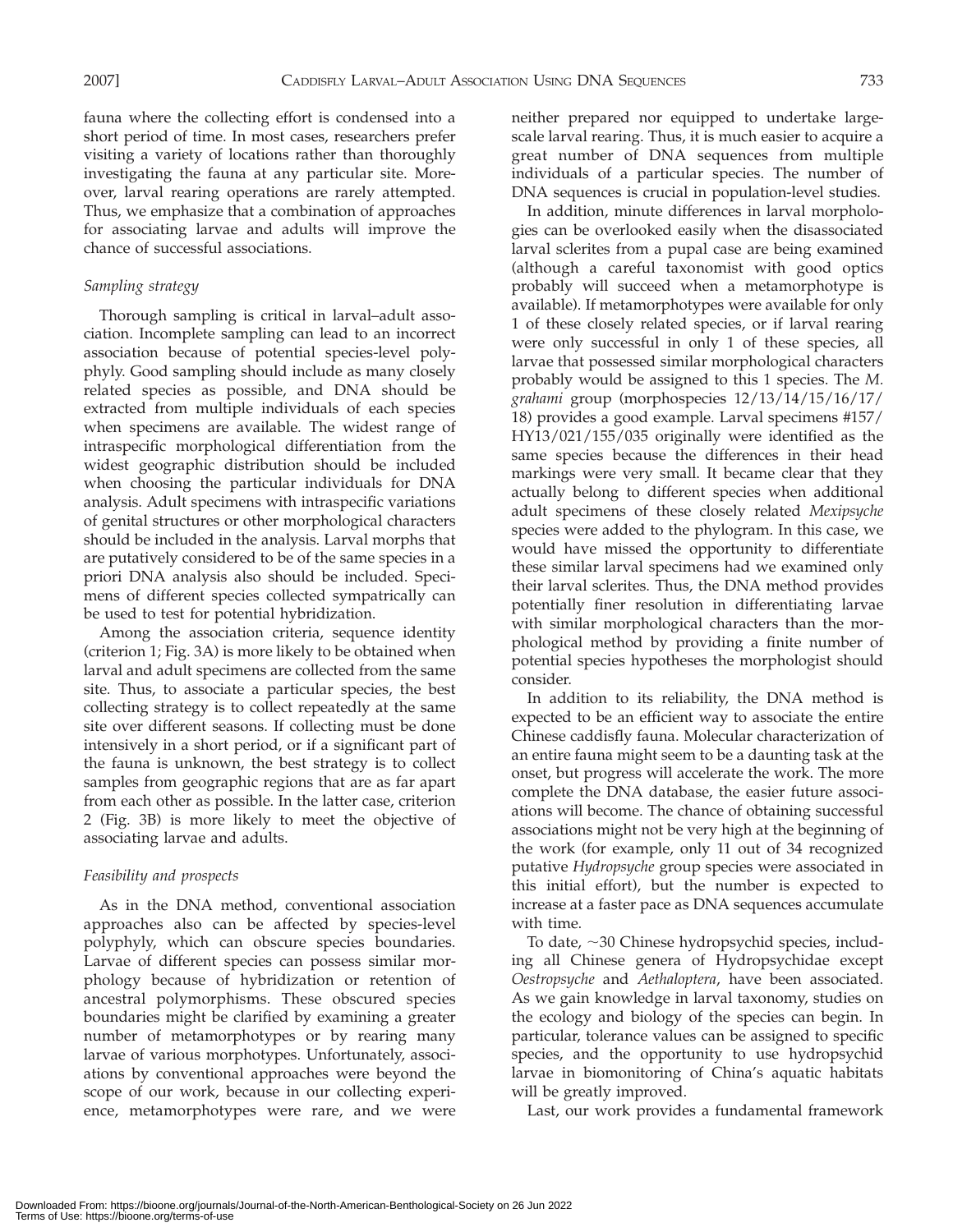fauna where the collecting effort is condensed into a short period of time. In most cases, researchers prefer visiting a variety of locations rather than thoroughly investigating the fauna at any particular site. Moreover, larval rearing operations are rarely attempted. Thus, we emphasize that a combination of approaches for associating larvae and adults will improve the chance of successful associations.

### *Sampling strategy*

Thorough sampling is critical in larval–adult association. Incomplete sampling can lead to an incorrect association because of potential species-level polyphyly. Good sampling should include as many closely related species as possible, and DNA should be extracted from multiple individuals of each species when specimens are available. The widest range of intraspecific morphological differentiation from the widest geographic distribution should be included when choosing the particular individuals for DNA analysis. Adult specimens with intraspecific variations of genital structures or other morphological characters should be included in the analysis. Larval morphs that are putatively considered to be of the same species in a priori DNA analysis also should be included. Specimens of different species collected sympatrically can be used to test for potential hybridization.

Among the association criteria, sequence identity (criterion 1; Fig. 3A) is more likely to be obtained when larval and adult specimens are collected from the same site. Thus, to associate a particular species, the best collecting strategy is to collect repeatedly at the same site over different seasons. If collecting must be done intensively in a short period, or if a significant part of the fauna is unknown, the best strategy is to collect samples from geographic regions that are as far apart from each other as possible. In the latter case, criterion 2 (Fig. 3B) is more likely to meet the objective of associating larvae and adults.

### *Feasibility and prospects*

As in the DNA method, conventional association approaches also can be affected by species-level polyphyly, which can obscure species boundaries. Larvae of different species can possess similar morphology because of hybridization or retention of ancestral polymorphisms. These obscured species boundaries might be clarified by examining a greater number of metamorphotypes or by rearing many larvae of various morphotypes. Unfortunately, associations by conventional approaches were beyond the scope of our work, because in our collecting experience, metamorphotypes were rare, and we were neither prepared nor equipped to undertake large-scale larval rearing. Thus, it is much easier to acquire a great number of DNA sequences from multiple individuals of a particular species. The number of DNA sequences is crucial in population-level studies.

In addition, minute differences in larval morphologies can be overlooked easily when the disassociated larval sclerites from a pupal case are being examined (although a careful taxonomist with good optics probably will succeed when a metamorphotype is available). If metamorphotypes were available for only 1 of these closely related species, or if larval rearing were only successful in only 1 of these species, all larvae that possessed similar morphological characters probably would be assigned to this 1 species. The *M. grahami* group (morphospecies 12/13/14/15/16/17/18) provides a good example. Larval specimens #157/HY13/021/155/035 originally were identified as the same species because the differences in their head markings were very small. It became clear that they actually belong to different species when additional adult specimens of these closely related *Mexipsyche* species were added to the phylogram. In this case, we would have missed the opportunity to differentiate these similar larval specimens had we examined only their larval sclerites. Thus, the DNA method provides potentially finer resolution in differentiating larvae with similar morphological characters than the morphological method by providing a finite number of potential species hypotheses the morphologist should consider.

In addition to its reliability, the DNA method is expected to be an efficient way to associate the entire Chinese caddisfly fauna. Molecular characterization of an entire fauna might seem to be a daunting task at the onset, but progress will accelerate the work. The more complete the DNA database, the easier future associations will become. The chance of obtaining successful associations might not be very high at the beginning of the work (for example, only 11 out of 34 recognized putative *Hydropsyche* group species were associated in this initial effort), but the number is expected to increase at a faster pace as DNA sequences accumulate with time.

To date, ~30 Chinese hydropsychid species, including all Chinese genera of Hydropsychidae except *Oestropsyche* and *Aethaloptera*, have been associated. As we gain knowledge in larval taxonomy, studies on the ecology and biology of the species can begin. In particular, tolerance values can be assigned to specific species, and the opportunity to use hydropsychid larvae in biomonitoring of China's aquatic habitats will be greatly improved.

Last, our work provides a fundamental framework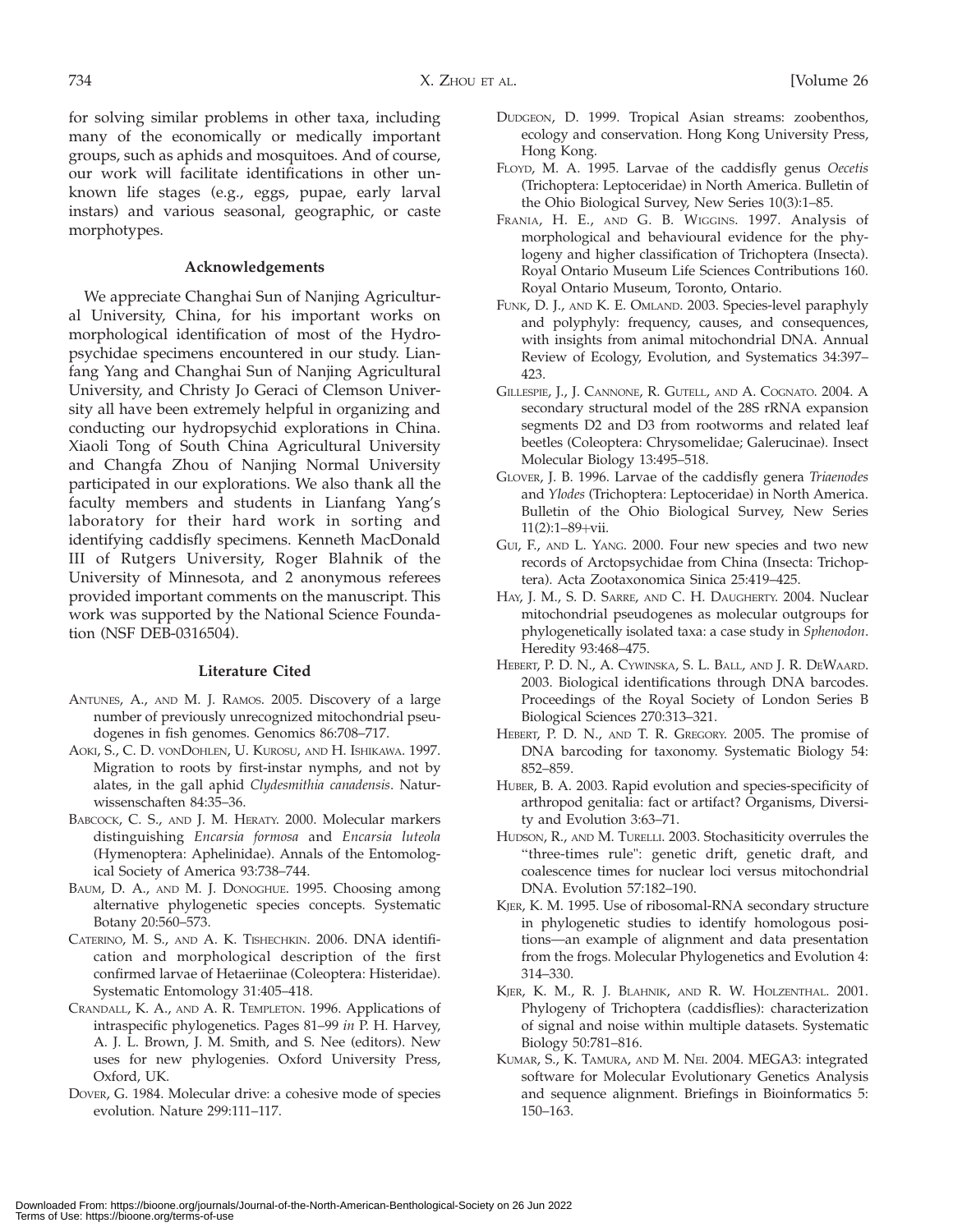for solving similar problems in other taxa, including many of the economically or medically important groups, such as aphids and mosquitoes. And of course, our work will facilitate identifications in other unknown life stages (e.g., eggs, pupae, early larval instars) and various seasonal, geographic, or caste morphotypes.

## Acknowledgements

We appreciate Changhai Sun of Nanjing Agricultural University, China, for his important works on morphological identification of most of the Hydropsychidae specimens encountered in our study. Lianfang Yang and Changhai Sun of Nanjing Agricultural University, and Christy Jo Geraci of Clemson University all have been extremely helpful in organizing and conducting our hydropsychid explorations in China. Xiaoli Tong of South China Agricultural University and Changfa Zhou of Nanjing Normal University participated in our explorations. We also thank all the faculty members and students in Lianfang Yang's laboratory for their hard work in sorting and identifying caddisfly specimens. Kenneth MacDonald III of Rutgers University, Roger Blahnik of the University of Minnesota, and 2 anonymous referees provided important comments on the manuscript. This work was supported by the National Science Foundation (NSF DEB-0316504).

## Literature Cited

Antunes, A., and M. J. Ramos. 2005. Discovery of a large number of previously unrecognized mitochondrial pseudogenes in fish genomes. Genomics 86:708–717.

Aoki, S., C. D. vonDohlen, U. Kurosu, and H. Ishikawa. 1997. Migration to roots by first-instar nymphs, and not by alates, in the gall aphid *Clydesmithia canadensis*. Naturwissenschaften 84:35–36.

Babcock, C. S., and J. M. Heraty. 2000. Molecular markers distinguishing *Encarsia formosa* and *Encarsia luteola* (Hymenoptera: Aphelinidae). Annals of the Entomological Society of America 93:738–744.

Baum, D. A., and M. J. Donoghue. 1995. Choosing among alternative phylogenetic species concepts. Systematic Botany 20:560–573.

Caterino, M. S., and A. K. Tishechkin. 2006. DNA identification and morphological description of the first confirmed larvae of Hetaeriinae (Coleoptera: Histeridae). Systematic Entomology 31:405–418.

Crandall, K. A., and A. R. Templeton. 1996. Applications of intraspecific phylogenetics. Pages 81–99 *in* P. H. Harvey, A. J. L. Brown, J. M. Smith, and S. Nee (editors). New uses for new phylogenies. Oxford University Press, Oxford, UK.

Dover, G. 1984. Molecular drive: a cohesive mode of species evolution. Nature 299:111–117.

Dudgeon, D. 1999. Tropical Asian streams: zoobenthos, ecology and conservation. Hong Kong University Press, Hong Kong.

Floyd, M. A. 1995. Larvae of the caddisfly genus *Oecetis* (Trichoptera: Leptoceridae) in North America. Bulletin of the Ohio Biological Survey, New Series 10(3):1–85.

Frania, H. E., and G. B. Wiggins. 1997. Analysis of morphological and behavioural evidence for the phylogeny and higher classification of Trichoptera (Insecta). Royal Ontario Museum Life Sciences Contributions 160. Royal Ontario Museum, Toronto, Ontario.

Funk, D. J., and K. E. Omland. 2003. Species-level paraphyly and polyphyly: frequency, causes, and consequences, with insights from animal mitochondrial DNA. Annual Review of Ecology, Evolution, and Systematics 34:397–423.

Gillespie, J., J. Cannone, R. Gutell, and A. Cognato. 2004. A secondary structural model of the 28S rRNA expansion segments D2 and D3 from rootworms and related leaf beetles (Coleoptera: Chrysomelidae; Galerucinae). Insect Molecular Biology 13:495–518.

Glover, J. B. 1996. Larvae of the caddisfly genera *Triaenodes* and *Ylodes* (Trichoptera: Leptoceridae) in North America. Bulletin of the Ohio Biological Survey, New Series 11(2):1–89+vii.

Gui, F., and L. Yang. 2000. Four new species and two new records of Arctopsychidae from China (Insecta: Trichoptera). Acta Zootaxonomica Sinica 25:419–425.

Hay, J. M., S. D. Sarre, and C. H. Daugherty. 2004. Nuclear mitochondrial pseudogenes as molecular outgroups for phylogenetically isolated taxa: a case study in *Sphenodon*. Heredity 93:468–475.

Hebert, P. D. N., A. Cywinska, S. L. Ball, and J. R. DeWaard. 2003. Biological identifications through DNA barcodes. Proceedings of the Royal Society of London Series B Biological Sciences 270:313–321.

Hebert, P. D. N., and T. R. Gregory. 2005. The promise of DNA barcoding for taxonomy. Systematic Biology 54: 852–859.

Huber, B. A. 2003. Rapid evolution and species-specificity of arthropod genitalia: fact or artifact? Organisms, Diversity and Evolution 3:63–71.

Hudson, R., and M. Turelli. 2003. Stochasiticity overrules the "three-times rule": genetic drift, genetic draft, and coalescence times for nuclear loci versus mitochondrial DNA. Evolution 57:182–190.

Kjer, K. M. 1995. Use of ribosomal-RNA secondary structure in phylogenetic studies to identify homologous positions—an example of alignment and data presentation from the frogs. Molecular Phylogenetics and Evolution 4: 314–330.

Kjer, K. M., R. J. Blahnik, and R. W. Holzenthal. 2001. Phylogeny of Trichoptera (caddisflies): characterization of signal and noise within multiple datasets. Systematic Biology 50:781–816.

Kumar, S., K. Tamura, and M. Nei. 2004. MEGA3: integrated software for Molecular Evolutionary Genetics Analysis and sequence alignment. Briefings in Bioinformatics 5: 150–163.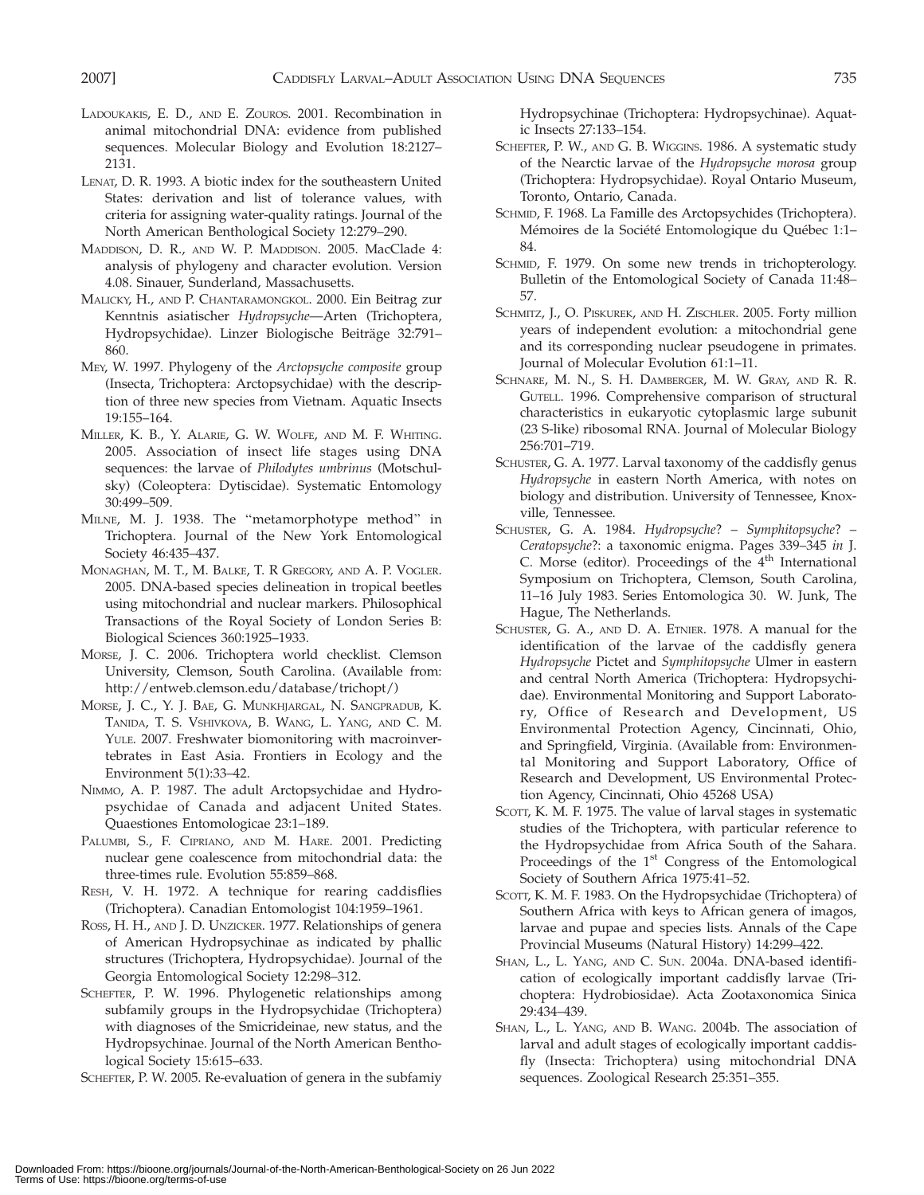LADOUKAKIS, E. D., AND E. ZOUROS. 2001. Recombination in animal mitochondrial DNA: evidence from published sequences. Molecular Biology and Evolution 18:2127–2131.

LENAT, D. R. 1993. A biotic index for the southeastern United States: derivation and list of tolerance values, with criteria for assigning water-quality ratings. Journal of the North American Benthological Society 12:279–290.

MADDISON, D. R., AND W. P. MADDISON. 2005. MacClade 4: analysis of phylogeny and character evolution. Version 4.08. Sinauer, Sunderland, Massachusetts.

MALICKY, H., AND P. CHANTARAMONGKOL. 2000. Ein Beitrag zur Kenntnis asiatischer *Hydropsyche*—Arten (Trichoptera, Hydropsychidae). Linzer Biologische Beiträge 32:791–860.

MEY, W. 1997. Phylogeny of the *Arctopsyche composite* group (Insecta, Trichoptera: Arctopsychidae) with the description of three new species from Vietnam. Aquatic Insects 19:155–164.

MILLER, K. B., Y. ALARIE, G. W. WOLFE, AND M. F. WHITING. 2005. Association of insect life stages using DNA sequences: the larvae of *Philodytes umbrinus* (Motschulsky) (Coleoptera: Dytiscidae). Systematic Entomology 30:499–509.

MILNE, M. J. 1938. The "metamorphotype method" in Trichoptera. Journal of the New York Entomological Society 46:435–437.

MONAGHAN, M. T., M. BALKE, T. R GREGORY, AND A. P. VOGLER. 2005. DNA-based species delineation in tropical beetles using mitochondrial and nuclear markers. Philosophical Transactions of the Royal Society of London Series B: Biological Sciences 360:1925–1933.

MORSE, J. C. 2006. Trichoptera world checklist. Clemson University, Clemson, South Carolina. (Available from: http://entweb.clemson.edu/database/trichopt/)

MORSE, J. C., Y. J. BAE, G. MUNKHJARGAL, N. SANGPRADUB, K. TANIDA, T. S. VSHIVKOVA, B. WANG, L. YANG, AND C. M. YULE. 2007. Freshwater biomonitoring with macroinvertebrates in East Asia. Frontiers in Ecology and the Environment 5(1):33–42.

NIMMO, A. P. 1987. The adult Arctopsychidae and Hydropsychidae of Canada and adjacent United States. Quaestiones Entomologicae 23:1–189.

PALUMBI, S., F. CIPRIANO, AND M. HARE. 2001. Predicting nuclear gene coalescence from mitochondrial data: the three-times rule. Evolution 55:859–868.

RESH, V. H. 1972. A technique for rearing caddisflies (Trichoptera). Canadian Entomologist 104:1959–1961.

ROSS, H. H., AND J. D. UNZICKER. 1977. Relationships of genera of American Hydropsychinae as indicated by phallic structures (Trichoptera, Hydropsychidae). Journal of the Georgia Entomological Society 12:298–312.

SCHEFTER, P. W. 1996. Phylogenetic relationships among subfamily groups in the Hydropsychidae (Trichoptera) with diagnoses of the Smicrideinae, new status, and the Hydropsychinae. Journal of the North American Benthological Society 15:615–633.

SCHEFTER, P. W. 2005. Re-evaluation of genera in the subfamiy Hydropsychinae (Trichoptera: Hydropsychinae). Aquatic Insects 27:133–154.

SCHEFTER, P. W., AND G. B. WIGGINS. 1986. A systematic study of the Nearctic larvae of the *Hydropsyche morosa* group (Trichoptera: Hydropsychidae). Royal Ontario Museum, Toronto, Ontario, Canada.

SCHMID, F. 1968. La Famille des Arctopsychides (Trichoptera). Mémoires de la Société Entomologique du Québec 1:1–84.

SCHMID, F. 1979. On some new trends in trichopterology. Bulletin of the Entomological Society of Canada 11:48–57.

SCHMITZ, J., O. PISKUREK, AND H. ZISCHLER. 2005. Forty million years of independent evolution: a mitochondrial gene and its corresponding nuclear pseudogene in primates. Journal of Molecular Evolution 61:1–11.

SCHNARE, M. N., S. H. DAMBERGER, M. W. GRAY, AND R. R. GUTELL. 1996. Comprehensive comparison of structural characteristics in eukaryotic cytoplasmic large subunit (23 S-like) ribosomal RNA. Journal of Molecular Biology 256:701–719.

SCHUSTER, G. A. 1977. Larval taxonomy of the caddisfly genus *Hydropsyche* in eastern North America, with notes on biology and distribution. University of Tennessee, Knoxville, Tennessee.

SCHUSTER, G. A. 1984. *Hydropsyche*? – *Symphitopsyche*? – *Ceratopsyche*?: a taxonomic enigma. Pages 339–345 *in* J. C. Morse (editor). Proceedings of the 4th International Symposium on Trichoptera, Clemson, South Carolina, 11–16 July 1983. Series Entomologica 30. W. Junk, The Hague, The Netherlands.

SCHUSTER, G. A., AND D. A. ETNIER. 1978. A manual for the identification of the larvae of the caddisfly genera *Hydropsyche* Pictet and *Symphitopsyche* Ulmer in eastern and central North America (Trichoptera: Hydropsychidae). Environmental Monitoring and Support Laboratory, Office of Research and Development, US Environmental Protection Agency, Cincinnati, Ohio, and Springfield, Virginia. (Available from: Environmental Monitoring and Support Laboratory, Office of Research and Development, US Environmental Protection Agency, Cincinnati, Ohio 45268 USA)

SCOTT, K. M. F. 1975. The value of larval stages in systematic studies of the Trichoptera, with particular reference to the Hydropsychidae from Africa South of the Sahara. Proceedings of the 1st Congress of the Entomological Society of Southern Africa 1975:41–52.

SCOTT, K. M. F. 1983. On the Hydropsychidae (Trichoptera) of Southern Africa with keys to African genera of imagos, larvae and pupae and species lists. Annals of the Cape Provincial Museums (Natural History) 14:299–422.

SHAN, L., L. YANG, AND C. SUN. 2004a. DNA-based identification of ecologically important caddisfly larvae (Trichoptera: Hydrobiosidae). Acta Zootaxonomica Sinica 29:434–439.

SHAN, L., L. YANG, AND B. WANG. 2004b. The association of larval and adult stages of ecologically important caddisfly (Insecta: Trichoptera) using mitochondrial DNA sequences. Zoological Research 25:351–355.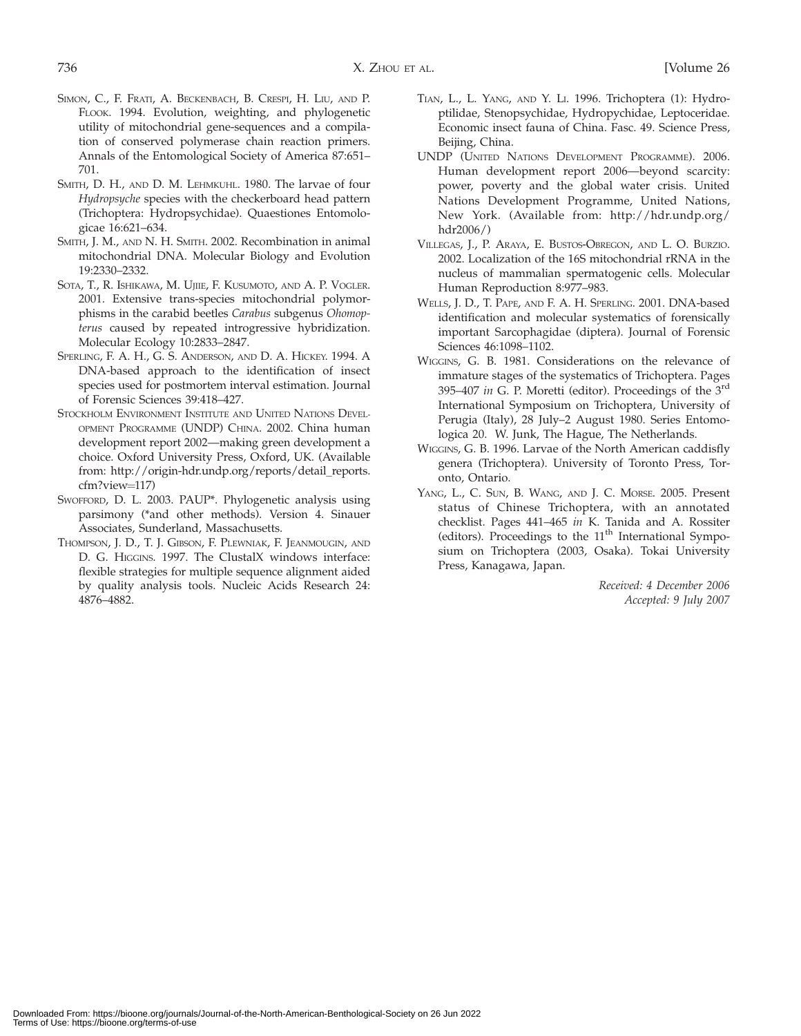SIMON, C., F. FRATI, A. BECKENBACH, B. CRESPI, H. LIU, AND P. FLOOK. 1994. Evolution, weighting, and phylogenetic utility of mitochondrial gene-sequences and a compilation of conserved polymerase chain reaction primers. Annals of the Entomological Society of America 87:651–701.

SMITH, D. H., AND D. M. LEHMKUHL. 1980. The larvae of four *Hydropsyche* species with the checkerboard head pattern (Trichoptera: Hydropsychidae). Quaestiones Entomologicae 16:621–634.

SMITH, J. M., AND N. H. SMITH. 2002. Recombination in animal mitochondrial DNA. Molecular Biology and Evolution 19:2330–2332.

SOTA, T., R. ISHIKAWA, M. UJIIE, F. KUSUMOTO, AND A. P. VOGLER. 2001. Extensive trans-species mitochondrial polymorphisms in the carabid beetles *Carabus* subgenus *Ohomopterus* caused by repeated introgressive hybridization. Molecular Ecology 10:2833–2847.

SPERLING, F. A. H., G. S. ANDERSON, AND D. A. HICKEY. 1994. A DNA-based approach to the identification of insect species used for postmortem interval estimation. Journal of Forensic Sciences 39:418–427.

STOCKHOLM ENVIRONMENT INSTITUTE AND UNITED NATIONS DEVELOPMENT PROGRAMME (UNDP) CHINA. 2002. China human development report 2002—making green development a choice. Oxford University Press, Oxford, UK. (Available from: http://origin-hdr.undp.org/reports/detail_reports.cfm?view=117)

SWOFFORD, D. L. 2003. PAUP*. Phylogenetic analysis using parsimony (*and other methods). Version 4. Sinauer Associates, Sunderland, Massachusetts.

THOMPSON, J. D., T. J. GIBSON, F. PLEWNIAK, F. JEANMOUGIN, AND D. G. HIGGINS. 1997. The ClustalX windows interface: flexible strategies for multiple sequence alignment aided by quality analysis tools. Nucleic Acids Research 24: 4876–4882.

TIAN, L., L. YANG, AND Y. LI. 1996. Trichoptera (1): Hydroptilidae, Stenopsychidae, Hydropychidae, Leptoceridae. Economic insect fauna of China. Fasc. 49. Science Press, Beijing, China.

UNDP (UNITED NATIONS DEVELOPMENT PROGRAMME). 2006. Human development report 2006—beyond scarcity: power, poverty and the global water crisis. United Nations Development Programme, United Nations, New York. (Available from: http://hdr.undp.org/hdr2006/)

VILLEGAS, J., P. ARAYA, E. BUSTOS-OBREGON, AND L. O. BURZIO. 2002. Localization of the 16S mitochondrial rRNA in the nucleus of mammalian spermatogenic cells. Molecular Human Reproduction 8:977–983.

WELLS, J. D., T. PAPE, AND F. A. H. SPERLING. 2001. DNA-based identification and molecular systematics of forensically important Sarcophagidae (diptera). Journal of Forensic Sciences 46:1098–1102.

WIGGINS, G. B. 1981. Considerations on the relevance of immature stages of the systematics of Trichoptera. Pages 395–407 *in* G. P. Moretti (editor). Proceedings of the 3rd International Symposium on Trichoptera, University of Perugia (Italy), 28 July–2 August 1980. Series Entomologica 20. W. Junk, The Hague, The Netherlands.

WIGGINS, G. B. 1996. Larvae of the North American caddisfly genera (Trichoptera). University of Toronto Press, Toronto, Ontario.

YANG, L., C. SUN, B. WANG, AND J. C. MORSE. 2005. Present status of Chinese Trichoptera, with an annotated checklist. Pages 441–465 *in* K. Tanida and A. Rossiter (editors). Proceedings to the 11th International Symposium on Trichoptera (2003, Osaka). Tokai University Press, Kanagawa, Japan.

*Received: 4 December 2006*
*Accepted: 9 July 2007*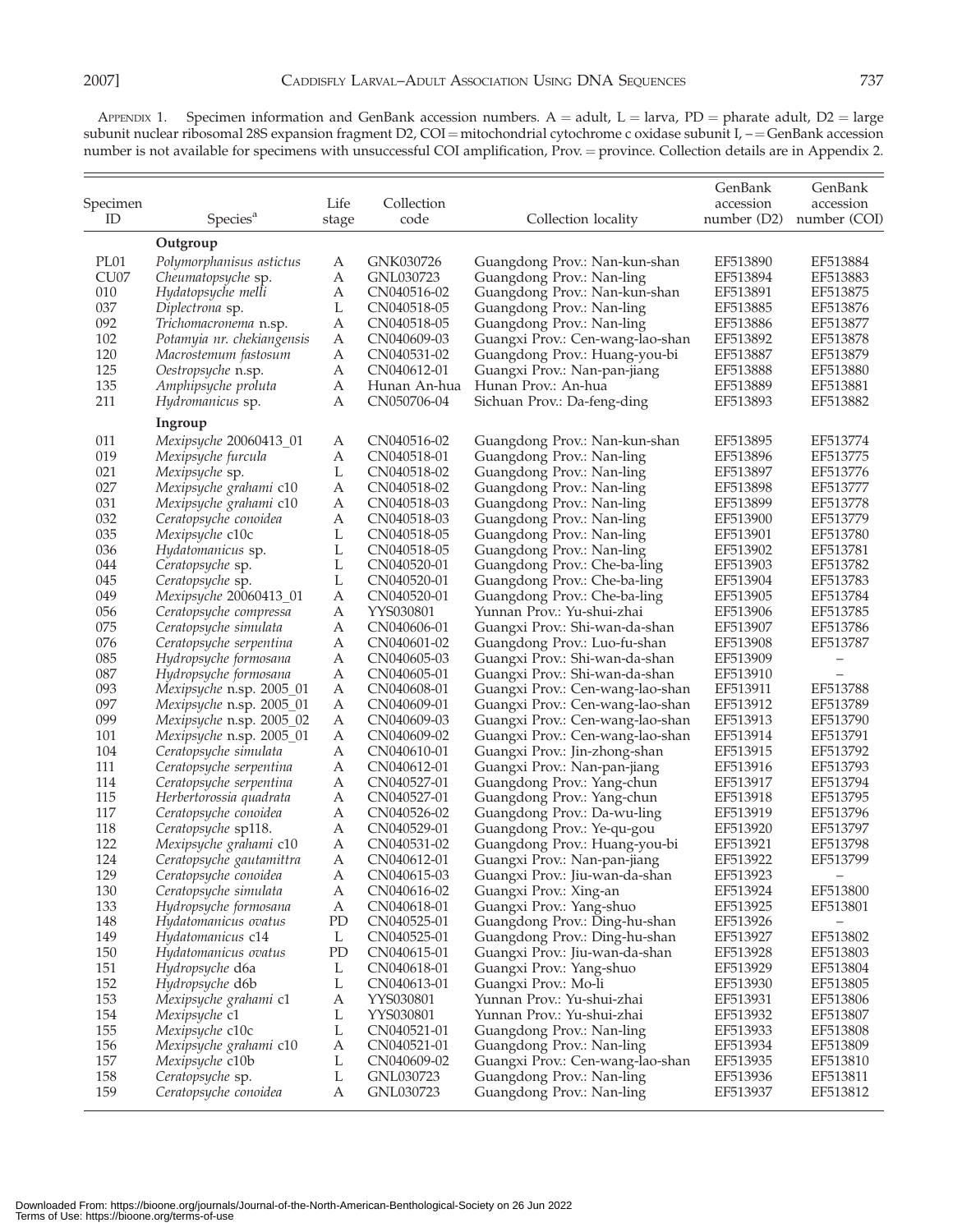APPENDIX 1. Specimen information and GenBank accession numbers. A = adult, L = larva, PD = pharate adult, D2 = large subunit nuclear ribosomal 28S expansion fragment D2, COI = mitochondrial cytochrome c oxidase subunit I, – = GenBank accession number is not available for specimens with unsuccessful COI amplification, Prov. = province. Collection details are in Appendix 2.

| Specimen ID | Species[a] | Life stage | Collection code | Collection locality | GenBank accession number (D2) | GenBank accession number (COI) |
|---|---|---|---|---|---|---|
| | **Outgroup** | | | | | |
| PL01 | *Polymorphanisus astictus* | A | GNK030726 | Guangdong Prov.: Nan-kun-shan | EF513890 | EF513884 |
| CU07 | *Cheumatopsyche* sp. | A | GNL030723 | Guangdong Prov.: Nan-ling | EF513894 | EF513883 |
| 010 | *Hydatopsyche melli* | A | CN040516-02 | Guangdong Prov.: Nan-kun-shan | EF513891 | EF513875 |
| 037 | *Diplectrona* sp. | L | CN040518-05 | Guangdong Prov.: Nan-ling | EF513885 | EF513876 |
| 092 | *Trichomacronema* n.sp. | A | CN040518-05 | Guangdong Prov.: Nan-ling | EF513886 | EF513877 |
| 102 | *Potamyia nr. chekiangensis* | A | CN040609-03 | Guangxi Prov.: Cen-wang-lao-shan | EF513892 | EF513878 |
| 120 | *Macrostemum fastosum* | A | CN040531-02 | Guangdong Prov.: Huang-you-bi | EF513887 | EF513879 |
| 125 | *Oestropsyche* n.sp. | A | CN040612-01 | Guangxi Prov.: Nan-pan-jiang | EF513888 | EF513880 |
| 135 | *Amphipsyche proluta* | A | Hunan An-hua | Hunan Prov.: An-hua | EF513889 | EF513881 |
| 211 | *Hydromanicus* sp. | A | CN050706-04 | Sichuan Prov.: Da-feng-ding | EF513893 | EF513882 |
| | **Ingroup** | | | | | |
| 011 | *Mexipsyche* 20060413_01 | A | CN040516-02 | Guangdong Prov.: Nan-kun-shan | EF513895 | EF513774 |
| 019 | *Mexipsyche furcula* | A | CN040518-01 | Guangdong Prov.: Nan-ling | EF513896 | EF513775 |
| 021 | *Mexipsyche* sp. | L | CN040518-02 | Guangdong Prov.: Nan-ling | EF513897 | EF513776 |
| 027 | *Mexipsyche grahami* c10 | A | CN040518-02 | Guangdong Prov.: Nan-ling | EF513898 | EF513777 |
| 031 | *Mexipsyche grahami* c10 | A | CN040518-03 | Guangdong Prov.: Nan-ling | EF513899 | EF513778 |
| 032 | *Ceratopsyche conoidea* | A | CN040518-03 | Guangdong Prov.: Nan-ling | EF513900 | EF513779 |
| 035 | *Mexipsyche* c10c | L | CN040518-05 | Guangdong Prov.: Nan-ling | EF513901 | EF513780 |
| 036 | *Hydatomanicus* sp. | L | CN040518-05 | Guangdong Prov.: Nan-ling | EF513902 | EF513781 |
| 044 | *Ceratopsyche* sp. | L | CN040520-01 | Guangdong Prov.: Che-ba-ling | EF513903 | EF513782 |
| 045 | *Ceratopsyche* sp. | L | CN040520-01 | Guangdong Prov.: Che-ba-ling | EF513904 | EF513783 |
| 049 | *Mexipsyche* 20060413_01 | A | CN040520-01 | Guangdong Prov.: Che-ba-ling | EF513905 | EF513784 |
| 056 | *Ceratopsyche compressa* | A | YYS030801 | Yunnan Prov.: Yu-shui-zhai | EF513906 | EF513785 |
| 075 | *Ceratopsyche simulata* | A | CN040606-01 | Guangxi Prov.: Shi-wan-da-shan | EF513907 | EF513786 |
| 076 | *Ceratopsyche serpentina* | A | CN040601-02 | Guangdong Prov.: Luo-fu-shan | EF513908 | EF513787 |
| 085 | *Hydropsyche formosana* | A | CN040605-03 | Guangxi Prov.: Shi-wan-da-shan | EF513909 | – |
| 087 | *Hydropsyche formosana* | A | CN040605-01 | Guangxi Prov.: Shi-wan-da-shan | EF513910 | – |
| 093 | *Mexipsyche* n.sp. 2005_01 | A | CN040608-01 | Guangxi Prov.: Cen-wang-lao-shan | EF513911 | EF513788 |
| 097 | *Mexipsyche* n.sp. 2005_01 | A | CN040609-01 | Guangxi Prov.: Cen-wang-lao-shan | EF513912 | EF513789 |
| 099 | *Mexipsyche* n.sp. 2005_02 | A | CN040609-03 | Guangxi Prov.: Cen-wang-lao-shan | EF513913 | EF513790 |
| 101 | *Mexipsyche* n.sp. 2005_01 | A | CN040609-02 | Guangxi Prov.: Cen-wang-lao-shan | EF513914 | EF513791 |
| 104 | *Ceratopsyche simulata* | A | CN040610-01 | Guangxi Prov.: Jin-zhong-shan | EF513915 | EF513792 |
| 111 | *Ceratopsyche serpentina* | A | CN040612-01 | Guangxi Prov.: Nan-pan-jiang | EF513916 | EF513793 |
| 114 | *Ceratopsyche serpentina* | A | CN040527-01 | Guangdong Prov.: Yang-chun | EF513917 | EF513794 |
| 115 | *Herbertorossia quadrata* | A | CN040527-01 | Guangdong Prov.: Yang-chun | EF513918 | EF513795 |
| 117 | *Ceratopsyche conoidea* | A | CN040526-02 | Guangdong Prov.: Da-wu-ling | EF513919 | EF513796 |
| 118 | *Ceratopsyche* sp118. | A | CN040529-01 | Guangdong Prov.: Ye-qu-gou | EF513920 | EF513797 |
| 122 | *Mexipsyche grahami* c10 | A | CN040531-02 | Guangdong Prov.: Huang-you-bi | EF513921 | EF513798 |
| 124 | *Ceratopsyche gautamittra* | A | CN040612-01 | Guangxi Prov.: Nan-pan-jiang | EF513922 | EF513799 |
| 129 | *Ceratopsyche conoidea* | A | CN040615-03 | Guangxi Prov.: Jiu-wan-da-shan | EF513923 | – |
| 130 | *Ceratopsyche simulata* | A | CN040616-02 | Guangxi Prov.: Xing-an | EF513924 | EF513800 |
| 133 | *Hydropsyche formosana* | A | CN040618-01 | Guangxi Prov.: Yang-shuo | EF513925 | EF513801 |
| 148 | *Hydatomanicus ovatus* | PD | CN040525-01 | Guangdong Prov.: Ding-hu-shan | EF513926 | – |
| 149 | *Hydatomanicus* c14 | L | CN040525-01 | Guangdong Prov.: Ding-hu-shan | EF513927 | EF513802 |
| 150 | *Hydatomanicus ovatus* | PD | CN040615-01 | Guangxi Prov.: Jiu-wan-da-shan | EF513928 | EF513803 |
| 151 | *Hydropsyche* d6a | L | CN040618-01 | Guangxi Prov.: Yang-shuo | EF513929 | EF513804 |
| 152 | *Hydropsyche* d6b | L | CN040613-01 | Guangxi Prov.: Mo-li | EF513930 | EF513805 |
| 153 | *Mexipsyche grahami* c1 | A | YYS030801 | Yunnan Prov.: Yu-shui-zhai | EF513931 | EF513806 |
| 154 | *Mexipsyche* c1 | L | YYS030801 | Yunnan Prov.: Yu-shui-zhai | EF513932 | EF513807 |
| 155 | *Mexipsyche* c10c | L | CN040521-01 | Guangdong Prov.: Nan-ling | EF513933 | EF513808 |
| 156 | *Mexipsyche grahami* c10 | A | CN040521-01 | Guangdong Prov.: Nan-ling | EF513934 | EF513809 |
| 157 | *Mexipsyche* c10b | L | CN040609-02 | Guangxi Prov.: Cen-wang-lao-shan | EF513935 | EF513810 |
| 158 | *Ceratopsyche* sp. | L | GNL030723 | Guangdong Prov.: Nan-ling | EF513936 | EF513811 |
| 159 | *Ceratopsyche conoidea* | A | GNL030723 | Guangdong Prov.: Nan-ling | EF513937 | EF513812 |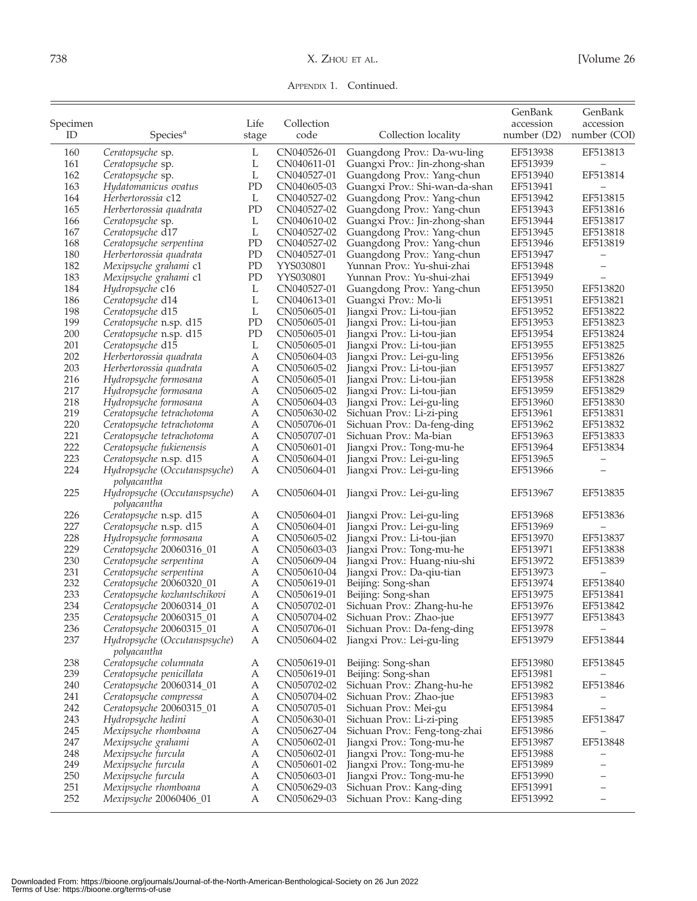Appendix 1. Continued.

| Specimen ID | Species[a] | Life stage | Collection code | Collection locality | GenBank accession number (D2) | GenBank accession number (COI) |
|---|---|---|---|---|---|---|
| 160 | *Ceratopsyche* sp. | L | CN040526-01 | Guangdong Prov.: Da-wu-ling | EF513938 | EF513813 |
| 161 | *Ceratopsyche* sp. | L | CN040611-01 | Guangxi Prov.: Jin-zhong-shan | EF513939 | – |
| 162 | *Ceratopsyche* sp. | L | CN040527-01 | Guangdong Prov.: Yang-chun | EF513940 | EF513814 |
| 163 | *Hydatomanicus ovatus* | PD | CN040605-03 | Guangxi Prov.: Shi-wan-da-shan | EF513941 | – |
| 164 | *Herbertorossia* c12 | L | CN040527-02 | Guangdong Prov.: Yang-chun | EF513942 | EF513815 |
| 165 | *Herbertorossia quadrata* | PD | CN040527-02 | Guangdong Prov.: Yang-chun | EF513943 | EF513816 |
| 166 | *Ceratopsyche* sp. | L | CN040610-02 | Guangxi Prov.: Jin-zhong-shan | EF513944 | EF513817 |
| 167 | *Ceratopsyche* d17 | L | CN040527-02 | Guangdong Prov.: Yang-chun | EF513945 | EF513818 |
| 168 | *Ceratopsyche serpentina* | PD | CN040527-02 | Guangdong Prov.: Yang-chun | EF513946 | EF513819 |
| 180 | *Herbertorossia quadrata* | PD | CN040527-01 | Guangdong Prov.: Yang-chun | EF513947 | – |
| 182 | *Mexipsyche grahami* c1 | PD | YYS030801 | Yunnan Prov.: Yu-shui-zhai | EF513948 | – |
| 183 | *Mexipsyche grahami* c1 | PD | YYS030801 | Yunnan Prov.: Yu-shui-zhai | EF513949 | – |
| 184 | *Hydropsyche* c16 | L | CN040527-01 | Guangdong Prov.: Yang-chun | EF513950 | EF513820 |
| 186 | *Ceratopsyche* d14 | L | CN040613-01 | Guangxi Prov.: Mo-li | EF513951 | EF513821 |
| 198 | *Ceratopsyche* d15 | L | CN050605-01 | Jiangxi Prov.: Li-tou-jian | EF513952 | EF513822 |
| 199 | *Ceratopsyche* n.sp. d15 | PD | CN050605-01 | Jiangxi Prov.: Li-tou-jian | EF513953 | EF513823 |
| 200 | *Ceratopsyche* n.sp. d15 | PD | CN050605-01 | Jiangxi Prov.: Li-tou-jian | EF513954 | EF513824 |
| 201 | *Ceratopsyche* d15 | L | CN050605-01 | Jiangxi Prov.: Li-tou-jian | EF513955 | EF513825 |
| 202 | *Herbertorossia quadrata* | A | CN050604-03 | Jiangxi Prov.: Lei-gu-ling | EF513956 | EF513826 |
| 203 | *Herbertorossia quadrata* | A | CN050605-02 | Jiangxi Prov.: Li-tou-jian | EF513957 | EF513827 |
| 216 | *Hydropsyche formosana* | A | CN050605-01 | Jiangxi Prov.: Li-tou-jian | EF513958 | EF513828 |
| 217 | *Hydropsyche formosana* | A | CN050605-02 | Jiangxi Prov.: Li-tou-jian | EF513959 | EF513829 |
| 218 | *Hydropsyche formosana* | A | CN050604-03 | Jiangxi Prov.: Lei-gu-ling | EF513960 | EF513830 |
| 219 | *Ceratopsyche tetrachotoma* | A | CN050630-02 | Sichuan Prov.: Li-zi-ping | EF513961 | EF513831 |
| 220 | *Ceratopsyche tetrachotoma* | A | CN050706-01 | Sichuan Prov.: Da-feng-ding | EF513962 | EF513832 |
| 221 | *Ceratopsyche tetrachotoma* | A | CN050707-01 | Sichuan Prov.: Ma-bian | EF513963 | EF513833 |
| 222 | *Ceratopsyche fukienensis* | A | CN050601-01 | Jiangxi Prov.: Tong-mu-he | EF513964 | EF513834 |
| 223 | *Ceratopsyche* n.sp. d15 | A | CN050604-01 | Jiangxi Prov.: Lei-gu-ling | EF513965 | – |
| 224 | *Hydropsyche* (*Occutanspsyche*) *polyacantha* | A | CN050604-01 | Jiangxi Prov.: Lei-gu-ling | EF513966 | – |
| 225 | *Hydropsyche* (*Occutanspsyche*) *polyacantha* | A | CN050604-01 | Jiangxi Prov.: Lei-gu-ling | EF513967 | EF513835 |
| 226 | *Ceratopsyche* n.sp. d15 | A | CN050604-01 | Jiangxi Prov.: Lei-gu-ling | EF513968 | EF513836 |
| 227 | *Ceratopsyche* n.sp. d15 | A | CN050604-01 | Jiangxi Prov.: Lei-gu-ling | EF513969 | – |
| 228 | *Hydropsyche formosana* | A | CN050605-02 | Jiangxi Prov.: Li-tou-jian | EF513970 | EF513837 |
| 229 | *Ceratopsyche* 20060316_01 | A | CN050603-03 | Jiangxi Prov.: Tong-mu-he | EF513971 | EF513838 |
| 230 | *Ceratopsyche serpentina* | A | CN050609-04 | Jiangxi Prov.: Huang-niu-shi | EF513972 | EF513839 |
| 231 | *Ceratopsyche serpentina* | A | CN050610-04 | Jiangxi Prov.: Da-qiu-tian | EF513973 | – |
| 232 | *Ceratopsyche* 20060320_01 | A | CN050619-01 | Beijing: Song-shan | EF513974 | EF513840 |
| 233 | *Ceratopsyche kozhantschikovi* | A | CN050619-01 | Beijing: Song-shan | EF513975 | EF513841 |
| 234 | *Ceratopsyche* 20060314_01 | A | CN050702-01 | Sichuan Prov.: Zhang-hu-he | EF513976 | EF513842 |
| 235 | *Ceratopsyche* 20060315_01 | A | CN050704-02 | Sichuan Prov.: Zhao-jue | EF513977 | EF513843 |
| 236 | *Ceratopsyche* 20060315_01 | A | CN050706-01 | Sichuan Prov.: Da-feng-ding | EF513978 | – |
| 237 | *Hydropsyche* (*Occutanspsyche*) *polyacantha* | A | CN050604-02 | Jiangxi Prov.: Lei-gu-ling | EF513979 | EF513844 |
| 238 | *Ceratopsyche columnata* | A | CN050619-01 | Beijing: Song-shan | EF513980 | EF513845 |
| 239 | *Ceratopsyche penicillata* | A | CN050619-01 | Beijing: Song-shan | EF513981 | – |
| 240 | *Ceratopsyche* 20060314_01 | A | CN050702-02 | Sichuan Prov.: Zhang-hu-he | EF513982 | EF513846 |
| 241 | *Ceratopsyche compressa* | A | CN050704-02 | Sichuan Prov.: Zhao-jue | EF513983 | – |
| 242 | *Ceratopsyche* 20060315_01 | A | CN050705-01 | Sichuan Prov.: Mei-gu | EF513984 | – |
| 243 | *Hydropsyche hedini* | A | CN050630-01 | Sichuan Prov.: Li-zi-ping | EF513985 | EF513847 |
| 245 | *Mexipsyche rhomboana* | A | CN050627-04 | Sichuan Prov.: Feng-tong-zhai | EF513986 | – |
| 247 | *Mexipsyche grahami* | A | CN050602-01 | Jiangxi Prov.: Tong-mu-he | EF513987 | EF513848 |
| 248 | *Mexipsyche furcula* | A | CN050602-01 | Jiangxi Prov.: Tong-mu-he | EF513988 | – |
| 249 | *Mexipsyche furcula* | A | CN050601-02 | Jiangxi Prov.: Tong-mu-he | EF513989 | – |
| 250 | *Mexipsyche furcula* | A | CN050603-01 | Jiangxi Prov.: Tong-mu-he | EF513990 | – |
| 251 | *Mexipsyche rhomboana* | A | CN050629-03 | Sichuan Prov.: Kang-ding | EF513991 | – |
| 252 | *Mexipsyche* 20060406_01 | A | CN050629-03 | Sichuan Prov.: Kang-ding | EF513992 | – |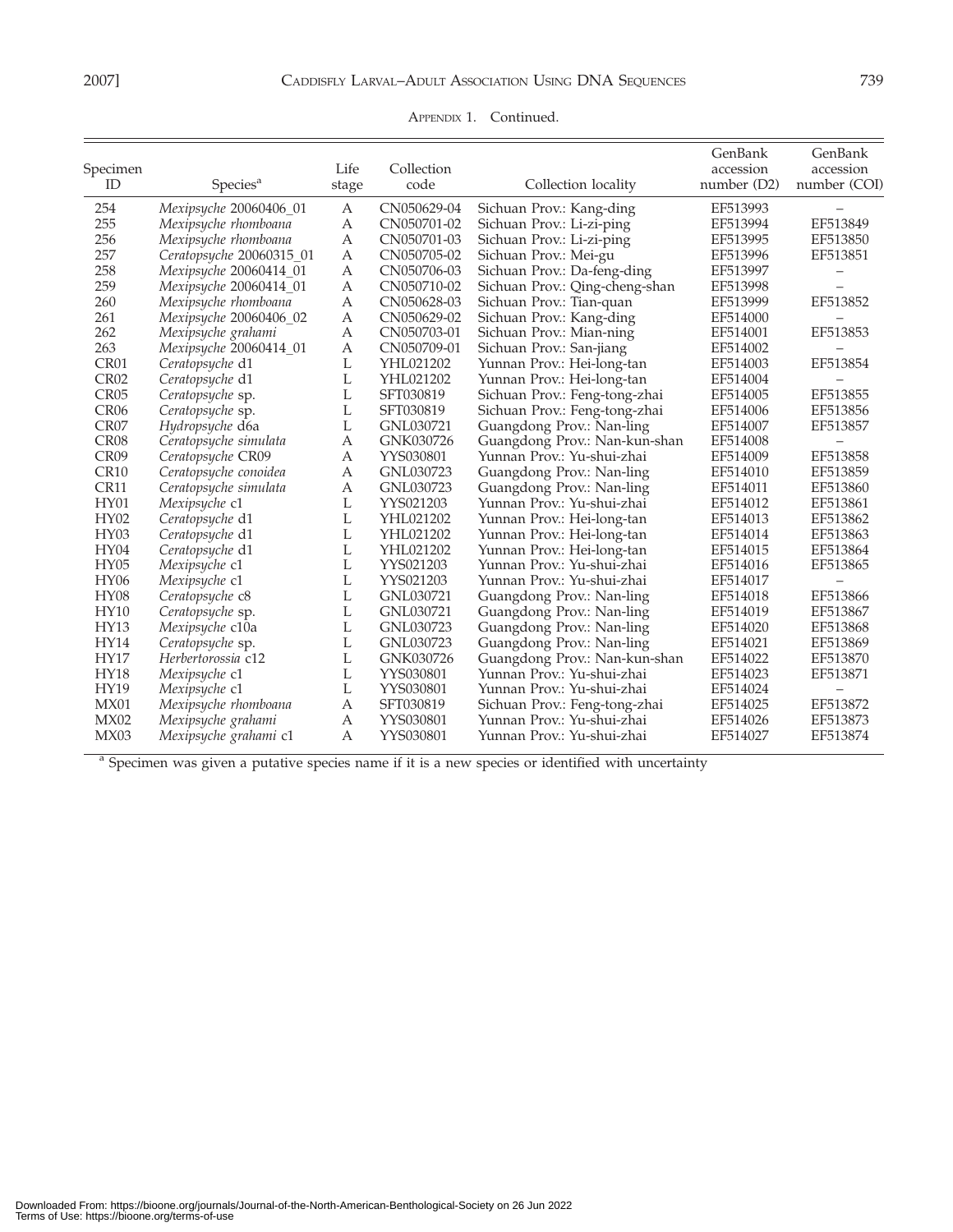APPENDIX 1. Continued.

| Specimen ID | Species[a] | Life stage | Collection code | Collection locality | GenBank accession number (D2) | GenBank accession number (COI) |
|---|---|---|---|---|---|---|
| 254 | *Mexipsyche* 20060406_01 | A | CN050629-04 | Sichuan Prov.: Kang-ding | EF513993 | – |
| 255 | *Mexipsyche rhomboana* | A | CN050701-02 | Sichuan Prov.: Li-zi-ping | EF513994 | EF513849 |
| 256 | *Mexipsyche rhomboana* | A | CN050701-03 | Sichuan Prov.: Li-zi-ping | EF513995 | EF513850 |
| 257 | *Ceratopsyche* 20060315_01 | A | CN050705-02 | Sichuan Prov.: Mei-gu | EF513996 | EF513851 |
| 258 | *Mexipsyche* 20060414_01 | A | CN050706-03 | Sichuan Prov.: Da-feng-ding | EF513997 | – |
| 259 | *Mexipsyche* 20060414_01 | A | CN050710-02 | Sichuan Prov.: Qing-cheng-shan | EF513998 | – |
| 260 | *Mexipsyche rhomboana* | A | CN050628-03 | Sichuan Prov.: Tian-quan | EF513999 | EF513852 |
| 261 | *Mexipsyche* 20060406_02 | A | CN050629-02 | Sichuan Prov.: Kang-ding | EF514000 | – |
| 262 | *Mexipsyche grahami* | A | CN050703-01 | Sichuan Prov.: Mian-ning | EF514001 | EF513853 |
| 263 | *Mexipsyche* 20060414_01 | A | CN050709-01 | Sichuan Prov.: San-jiang | EF514002 | – |
| CR01 | *Ceratopsyche* d1 | L | YHL021202 | Yunnan Prov.: Hei-long-tan | EF514003 | EF513854 |
| CR02 | *Ceratopsyche* d1 | L | YHL021202 | Yunnan Prov.: Hei-long-tan | EF514004 | – |
| CR05 | *Ceratopsyche* sp. | L | SFT030819 | Sichuan Prov.: Feng-tong-zhai | EF514005 | EF513855 |
| CR06 | *Ceratopsyche* sp. | L | SFT030819 | Sichuan Prov.: Feng-tong-zhai | EF514006 | EF513856 |
| CR07 | *Hydropsyche* d6a | L | GNL030721 | Guangdong Prov.: Nan-ling | EF514007 | EF513857 |
| CR08 | *Ceratopsyche simulata* | A | GNK030726 | Guangdong Prov.: Nan-kun-shan | EF514008 | – |
| CR09 | *Ceratopsyche* CR09 | A | YYS030801 | Yunnan Prov.: Yu-shui-zhai | EF514009 | EF513858 |
| CR10 | *Ceratopsyche conoidea* | A | GNL030723 | Guangdong Prov.: Nan-ling | EF514010 | EF513859 |
| CR11 | *Ceratopsyche simulata* | A | GNL030723 | Guangdong Prov.: Nan-ling | EF514011 | EF513860 |
| HY01 | *Mexipsyche* c1 | L | YYS021203 | Yunnan Prov.: Yu-shui-zhai | EF514012 | EF513861 |
| HY02 | *Ceratopsyche* d1 | L | YHL021202 | Yunnan Prov.: Hei-long-tan | EF514013 | EF513862 |
| HY03 | *Ceratopsyche* d1 | L | YHL021202 | Yunnan Prov.: Hei-long-tan | EF514014 | EF513863 |
| HY04 | *Ceratopsyche* d1 | L | YHL021202 | Yunnan Prov.: Hei-long-tan | EF514015 | EF513864 |
| HY05 | *Mexipsyche* c1 | L | YYS021203 | Yunnan Prov.: Yu-shui-zhai | EF514016 | EF513865 |
| HY06 | *Mexipsyche* c1 | L | YYS021203 | Yunnan Prov.: Yu-shui-zhai | EF514017 | – |
| HY08 | *Ceratopsyche* c8 | L | GNL030721 | Guangdong Prov.: Nan-ling | EF514018 | EF513866 |
| HY10 | *Ceratopsyche* sp. | L | GNL030721 | Guangdong Prov.: Nan-ling | EF514019 | EF513867 |
| HY13 | *Mexipsyche* c10a | L | GNL030723 | Guangdong Prov.: Nan-ling | EF514020 | EF513868 |
| HY14 | *Ceratopsyche* sp. | L | GNL030723 | Guangdong Prov.: Nan-ling | EF514021 | EF513869 |
| HY17 | *Herbertorossia* c12 | L | GNK030726 | Guangdong Prov.: Nan-kun-shan | EF514022 | EF513870 |
| HY18 | *Mexipsyche* c1 | L | YYS030801 | Yunnan Prov.: Yu-shui-zhai | EF514023 | EF513871 |
| HY19 | *Mexipsyche* c1 | L | YYS030801 | Yunnan Prov.: Yu-shui-zhai | EF514024 | – |
| MX01 | *Mexipsyche rhomboana* | A | SFT030819 | Sichuan Prov.: Feng-tong-zhai | EF514025 | EF513872 |
| MX02 | *Mexipsyche grahami* | A | YYS030801 | Yunnan Prov.: Yu-shui-zhai | EF514026 | EF513873 |
| MX03 | *Mexipsyche grahami* c1 | A | YYS030801 | Yunnan Prov.: Yu-shui-zhai | EF514027 | EF513874 |

[a] Specimen was given a putative species name if it is a new species or identified with uncertainty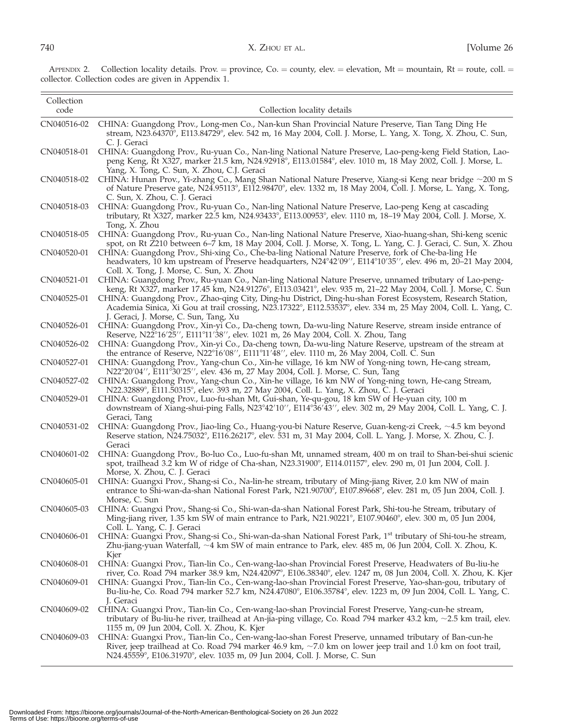APPENDIX 2. Collection locality details. Prov. = province, Co. = county, elev. = elevation, Mt = mountain, Rt = route, coll. = collector. Collection codes are given in Appendix 1.

| Collection code | Collection locality details |
|---|---|
| CN040516-02 | CHINA: Guangdong Prov., Long-men Co., Nan-kun Shan Provincial Nature Preserve, Tian Tang Ding He stream, N23.64370°, E113.84729°, elev. 542 m, 16 May 2004, Coll. J. Morse, L. Yang, X. Tong, X. Zhou, C. Sun, C. J. Geraci |
| CN040518-01 | CHINA: Guangdong Prov., Ru-yuan Co., Nan-ling National Nature Preserve, Lao-peng-keng Field Station, Lao-peng Keng, Rt X327, marker 21.5 km, N24.92918°, E113.01584°, elev. 1010 m, 18 May 2002, Coll. J. Morse, L. Yang, X. Tong, C. Sun, X. Zhou, C.J. Geraci |
| CN040518-02 | CHINA: Hunan Prov., Yi-zhang Co., Mang Shan National Nature Preserve, Xiang-si Keng near bridge ~200 m S of Nature Preserve gate, N24.95113°, E112.98470°, elev. 1332 m, 18 May 2004, Coll. J. Morse, L. Yang, X. Tong, C. Sun, X. Zhou, C. J. Geraci |
| CN040518-03 | CHINA: Guangdong Prov., Ru-yuan Co., Nan-ling National Nature Preserve, Lao-peng Keng at cascading tributary, Rt X327, marker 22.5 km, N24.93433°, E113.00953°, elev. 1110 m, 18–19 May 2004, Coll. J. Morse, X. Tong, X. Zhou |
| CN040518-05 | CHINA: Guangdong Prov., Ru-yuan Co., Nan-ling National Nature Preserve, Xiao-huang-shan, Shi-keng scenic spot, on Rt Z210 between 6–7 km, 18 May 2004, Coll. J. Morse, X. Tong, L. Yang, C. J. Geraci, C. Sun, X. Zhou |
| CN040520-01 | CHINA: Guangdong Prov., Shi-xing Co., Che-ba-ling National Nature Preserve, fork of Che-ba-ling He headwaters, 10 km upstream of Preserve headquarters, N24°42′09′′, E114°10′35′′, elev. 496 m, 20–21 May 2004, Coll. X. Tong, J. Morse, C. Sun, X. Zhou |
| CN040521-01 | CHINA: Guangdong Prov., Ru-yuan Co., Nan-ling National Nature Preserve, unnamed tributary of Lao-peng-keng, Rt X327, marker 17.45 km, N24.91276°, E113.03421°, elev. 935 m, 21–22 May 2004, Coll. J. Morse, C. Sun |
| CN040525-01 | CHINA: Guangdong Prov., Zhao-qing City, Ding-hu District, Ding-hu-shan Forest Ecosystem, Research Station, Academia Sinica, Xi Gou at trail crossing, N23.17322°, E112.53537°, elev. 334 m, 25 May 2004, Coll. L. Yang, C. J. Geraci, J. Morse, C. Sun, Tang, Xu |
| CN040526-01 | CHINA: Guangdong Prov., Xin-yi Co., Da-cheng town, Da-wu-ling Nature Reserve, stream inside entrance of Reserve, N22°16′25′′, E111°11′38′′, elev. 1021 m, 26 May 2004, Coll. X. Zhou, Tang |
| CN040526-02 | CHINA: Guangdong Prov., Xin-yi Co., Da-cheng town, Da-wu-ling Nature Reserve, upstream of the stream at the entrance of Reserve, N22°16′08′′, E111°11′48′′, elev. 1110 m, 26 May 2004, Coll. C. Sun |
| CN040527-01 | CHINA: Guangdong Prov., Yang-chun Co., Xin-he village, 16 km NW of Yong-ning town, He-cang stream, N22°20′04′′, E111°30′25′′, elev. 436 m, 27 May 2004, Coll. J. Morse, C. Sun, Tang |
| CN040527-02 | CHINA: Guangdong Prov., Yang-chun Co., Xin-he village, 16 km NW of Yong-ning town, He-cang Stream, N22.32889°, E111.50315°, elev. 393 m, 27 May 2004, Coll. L. Yang, X. Zhou, C. J. Geraci |
| CN040529-01 | CHINA: Guangdong Prov., Luo-fu-shan Mt, Gui-shan, Ye-qu-gou, 18 km SW of He-yuan city, 100 m downstream of Xiang-shui-ping Falls, N23°42′10′′, E114°36′43′′, elev. 302 m, 29 May 2004, Coll. L. Yang, C. J. Geraci, Tang |
| CN040531-02 | CHINA: Guangdong Prov., Jiao-ling Co., Huang-you-bi Nature Reserve, Guan-keng-zi Creek, ~4.5 km beyond Reserve station, N24.75032°, E116.26217°, elev. 531 m, 31 May 2004, Coll. L. Yang, J. Morse, X. Zhou, C. J. Geraci |
| CN040601-02 | CHINA: Guangdong Prov., Bo-luo Co., Luo-fu-shan Mt, unnamed stream, 400 m on trail to Shan-bei-shui scienic spot, trailhead 3.2 km W of ridge of Cha-shan, N23.31900°, E114.01157°, elev. 290 m, 01 Jun 2004, Coll. J. Morse, X. Zhou, C. J. Geraci |
| CN040605-01 | CHINA: Guangxi Prov., Shang-si Co., Na-lin-he stream, tributary of Ming-jiang River, 2.0 km NW of main entrance to Shi-wan-da-shan National Forest Park, N21.90700°, E107.89668°, elev. 281 m, 05 Jun 2004, Coll. J. Morse, C. Sun |
| CN040605-03 | CHINA: Guangxi Prov., Shang-si Co., Shi-wan-da-shan National Forest Park, Shi-tou-he Stream, tributary of Ming-jiang river, 1.35 km SW of main entrance to Park, N21.90221°, E107.90460°, elev. 300 m, 05 Jun 2004, Coll. L. Yang, C. J. Geraci |
| CN040606-01 | CHINA: Guangxi Prov., Shang-si Co., Shi-wan-da-shan National Forest Park, 1st tributary of Shi-tou-he stream, Zhu-jiang-yuan Waterfall, ~4 km SW of main entrance to Park, elev. 485 m, 06 Jun 2004, Coll. X. Zhou, K. Kjer |
| CN040608-01 | CHINA: Guangxi Prov., Tian-lin Co., Cen-wang-lao-shan Provincial Forest Preserve, Headwaters of Bu-liu-he river, Co. Road 794 marker 38.9 km, N24.42097°, E106.38340°, elev. 1247 m, 08 Jun 2004, Coll. X. Zhou, K. Kjer |
| CN040609-01 | CHINA: Guangxi Prov., Tian-lin Co., Cen-wang-lao-shan Provincial Forest Preserve, Yao-shan-gou, tributary of Bu-liu-he, Co. Road 794 marker 52.7 km, N24.47080°, E106.35784°, elev. 1223 m, 09 Jun 2004, Coll. L. Yang, C. J. Geraci |
| CN040609-02 | CHINA: Guangxi Prov., Tian-lin Co., Cen-wang-lao-shan Provincial Forest Preserve, Yang-cun-he stream, tributary of Bu-liu-he river, trailhead at An-jia-ping village, Co. Road 794 marker 43.2 km, ~2.5 km trail, elev. 1155 m, 09 Jun 2004, Coll. X. Zhou, K. Kjer |
| CN040609-03 | CHINA: Guangxi Prov., Tian-lin Co., Cen-wang-lao-shan Forest Preserve, unnamed tributary of Ban-cun-he River, jeep trailhead at Co. Road 794 marker 46.9 km, ~7.0 km on lower jeep trail and 1.0 km on foot trail, N24.45559°, E106.31970°, elev. 1035 m, 09 Jun 2004, Coll. J. Morse, C. Sun |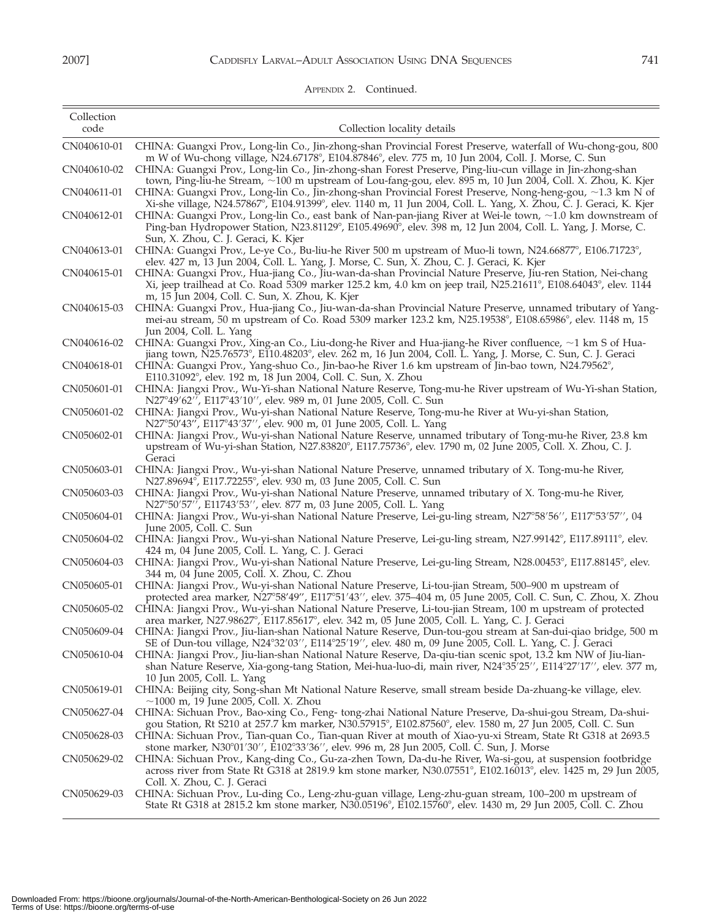APPENDIX 2. Continued.

| Collection code | Collection locality details |
|---|---|
| CN040610-01 | CHINA: Guangxi Prov., Long-lin Co., Jin-zhong-shan Provincial Forest Preserve, waterfall of Wu-chong-gou, 800 m W of Wu-chong village, N24.67178°, E104.87846°, elev. 775 m, 10 Jun 2004, Coll. J. Morse, C. Sun |
| CN040610-02 | CHINA: Guangxi Prov., Long-lin Co., Jin-zhong-shan Forest Preserve, Ping-liu-cun village in Jin-zhong-shan town, Ping-liu-he Stream, ~100 m upstream of Lou-fang-gou, elev. 895 m, 10 Jun 2004, Coll. X. Zhou, K. Kjer |
| CN040611-01 | CHINA: Guangxi Prov., Long-lin Co., Jin-zhong-shan Provincial Forest Preserve, Nong-heng-gou, ~1.3 km N of Xi-she village, N24.57867°, E104.91399°, elev. 1140 m, 11 Jun 2004, Coll. L. Yang, X. Zhou, C. J. Geraci, K. Kjer |
| CN040612-01 | CHINA: Guangxi Prov., Long-lin Co., east bank of Nan-pan-jiang River at Wei-le town, ~1.0 km downstream of Ping-ban Hydropower Station, N23.81129°, E105.49690°, elev. 398 m, 12 Jun 2004, Coll. L. Yang, J. Morse, C. Sun, X. Zhou, C. J. Geraci, K. Kjer |
| CN040613-01 | CHINA: Guangxi Prov., Le-ye Co., Bu-liu-he River 500 m upstream of Muo-li town, N24.66877°, E106.71723°, elev. 427 m, 13 Jun 2004, Coll. L. Yang, J. Morse, C. Sun, X. Zhou, C. J. Geraci, K. Kjer |
| CN040615-01 | CHINA: Guangxi Prov., Hua-jiang Co., Jiu-wan-da-shan Provincial Nature Preserve, Jiu-ren Station, Nei-chang Xi, jeep trailhead at Co. Road 5309 marker 125.2 km, 4.0 km on jeep trail, N25.21611°, E108.64043°, elev. 1144 m, 15 Jun 2004, Coll. C. Sun, X. Zhou, K. Kjer |
| CN040615-03 | CHINA: Guangxi Prov., Hua-jiang Co., Jiu-wan-da-shan Provincial Nature Preserve, unnamed tributary of Yang-mei-au stream, 50 m upstream of Co. Road 5309 marker 123.2 km, N25.19538°, E108.65986°, elev. 1148 m, 15 Jun 2004, Coll. L. Yang |
| CN040616-02 | CHINA: Guangxi Prov., Xing-an Co., Liu-dong-he River and Hua-jiang-he River confluence, ~1 km S of Hua-jiang town, N25.76573°, E110.48203°, elev. 262 m, 16 Jun 2004, Coll. L. Yang, J. Morse, C. Sun, C. J. Geraci |
| CN040618-01 | CHINA: Guangxi Prov., Yang-shuo Co., Jin-bao-he River 1.6 km upstream of Jin-bao town, N24.79562°, E110.31092°, elev. 192 m, 18 Jun 2004, Coll. C. Sun, X. Zhou |
| CN050601-01 | CHINA: Jiangxi Prov., Wu-Yi-shan National Nature Reserve, Tong-mu-he River upstream of Wu-Yi-shan Station, N27°49′62′′, E117°43′10′′, elev. 989 m, 01 June 2005, Coll. C. Sun |
| CN050601-02 | CHINA: Jiangxi Prov., Wu-yi-shan National Nature Reserve, Tong-mu-he River at Wu-yi-shan Station, N27°50′43′′, E117°43′37′′, elev. 900 m, 01 June 2005, Coll. L. Yang |
| CN050602-01 | CHINA: Jiangxi Prov., Wu-yi-shan National Nature Reserve, unnamed tributary of Tong-mu-he River, 23.8 km upstream of Wu-yi-shan Station, N27.83820°, E117.75736°, elev. 1790 m, 02 June 2005, Coll. X. Zhou, C. J. Geraci |
| CN050603-01 | CHINA: Jiangxi Prov., Wu-yi-shan National Nature Reserve, unnamed tributary of X. Tong-mu-he River, N27.89694°, E117.72255°, elev. 930 m, 03 June 2005, Coll. C. Sun |
| CN050603-03 | CHINA: Jiangxi Prov., Wu-yi-shan National Nature Reserve, unnamed tributary of X. Tong-mu-he River, N27°50′57′′, E11743′53′′, elev. 877 m, 03 June 2005, Coll. L. Yang |
| CN050604-01 | CHINA: Jiangxi Prov., Wu-yi-shan National Nature Reserve, Lei-gu-ling stream, N27°58′56′′, E117°53′57′′, 04 June 2005, Coll. C. Sun |
| CN050604-02 | CHINA: Jiangxi Prov., Wu-yi-shan National Nature Reserve, Lei-gu-ling stream, N27.99142°, E117.89111°, elev. 424 m, 04 June 2005, Coll. L. Yang, C. J. Geraci |
| CN050604-03 | CHINA: Jiangxi Prov., Wu-yi-shan National Nature Reserve, Lei-gu-ling Stream, N28.00453°, E117.88145°, elev. 344 m, 04 June 2005, Coll. X. Zhou, C. Zhou |
| CN050605-01 | CHINA: Jiangxi Prov., Wu-yi-shan National Nature Reserve, Li-tou-jian Stream, 500–900 m upstream of protected area marker, N27°58′49′′, E117°51′43′′, elev. 375–404 m, 05 June 2005, Coll. C. Sun, C. Zhou, X. Zhou |
| CN050605-02 | CHINA: Jiangxi Prov., Wu-yi-shan National Nature Reserve, Li-tou-jian Stream, 100 m upstream of protected area marker, N27.98627°, E117.85617°, elev. 342 m, 05 June 2005, Coll. L. Yang, C. J. Geraci |
| CN050609-04 | CHINA: Jiangxi Prov., Jiu-lian-shan National Nature Reserve, Dun-tou-gou stream at San-dui-qiao bridge, 500 m SE of Dun-tou village, N24°32′03′′, E114°25′19′′, elev. 480 m, 09 June 2005, Coll. L. Yang, C. J. Geraci |
| CN050610-04 | CHINA: Jiangxi Prov., Jiu-lian-shan National Nature Reserve, Da-qiu-tian scenic spot, 13.2 km NW of Jiu-lian-shan Nature Reserve, Xia-gong-tang Station, Mei-hua-luo-di, main river, N24°35′25′′, E114°27′17′′, elev. 377 m, 10 Jun 2005, Coll. L. Yang |
| CN050619-01 | CHINA: Beijing city, Song-shan Mt National Nature Reserve, small stream beside Da-zhuang-ke village, elev. ~1000 m, 19 June 2005, Coll. X. Zhou |
| CN050627-04 | CHINA: Sichuan Prov., Bao-xing Co., Feng- tong-zhai National Nature Preserve, Da-shui-gou Stream, Da-shui-gou Station, Rt S210 at 257.7 km marker, N30.57915°, E102.87560°, elev. 1580 m, 27 Jun 2005, Coll. C. Sun |
| CN050628-03 | CHINA: Sichuan Prov., Tian-quan Co., Tian-quan River at mouth of Xiao-yu-xi Stream, State Rt G318 at 2693.5 stone marker, N30°01′30′′, E102°33′36′′, elev. 996 m, 28 Jun 2005, Coll. C. Sun, J. Morse |
| CN050629-02 | CHINA: Sichuan Prov., Kang-ding Co., Gu-za-zhen Town, Da-du-he River, Wa-si-gou, at suspension footbridge across river from State Rt G318 at 2819.9 km stone marker, N30.07551°, E102.16013°, elev. 1425 m, 29 Jun 2005, Coll. X. Zhou, C. J. Geraci |
| CN050629-03 | CHINA: Sichuan Prov., Lu-ding Co., Leng-zhu-guan village, Leng-zhu-guan stream, 100–200 m upstream of State Rt G318 at 2815.2 km stone marker, N30.05196°, E102.15760°, elev. 1430 m, 29 Jun 2005, Coll. C. Zhou |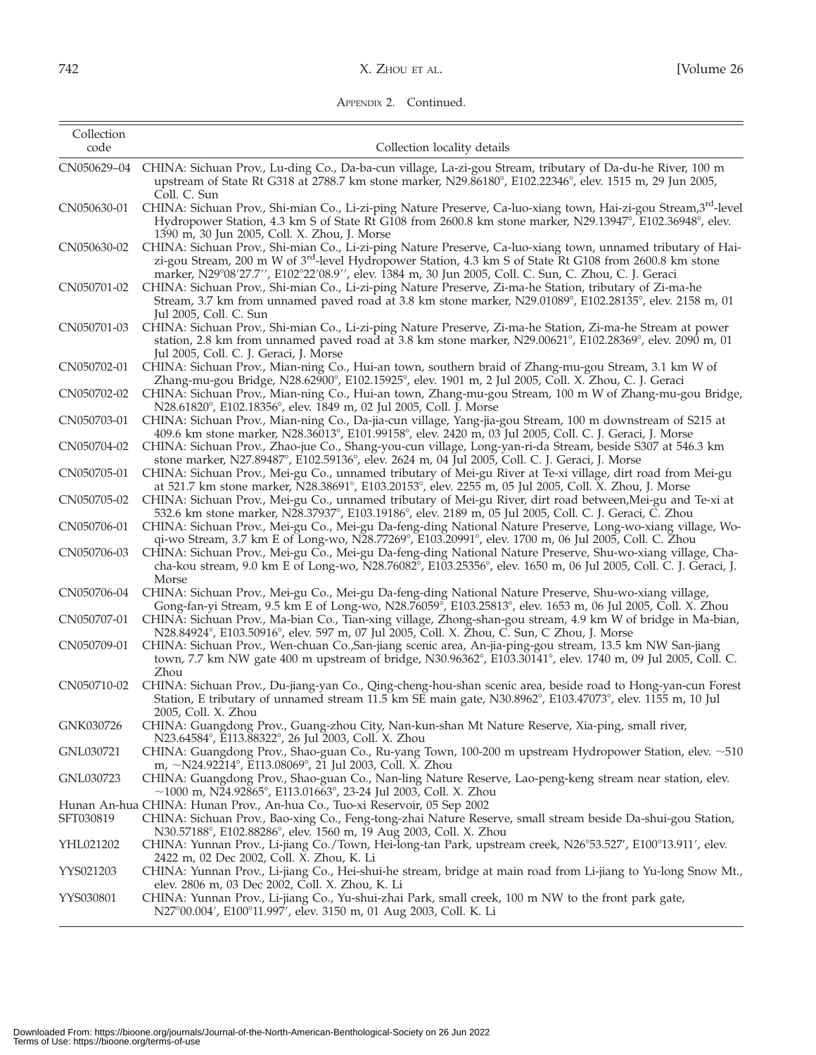APPENDIX 2. Continued.

| Collection code | Collection locality details |
|---|---|
| CN050629–04 | CHINA: Sichuan Prov., Lu-ding Co., Da-ba-cun village, La-zi-gou Stream, tributary of Da-du-he River, 100 m upstream of State Rt G318 at 2788.7 km stone marker, N29.86180°, E102.22346°, elev. 1515 m, 29 Jun 2005, Coll. C. Sun |
| CN050630-01 | CHINA: Sichuan Prov., Shi-mian Co., Li-zi-ping Nature Preserve, Ca-luo-xiang town, Hai-zi-gou Stream,3rd-level Hydropower Station, 4.3 km S of State Rt G108 from 2600.8 km stone marker, N29.13947°, E102.36948°, elev. 1390 m, 30 Jun 2005, Coll. X. Zhou, J. Morse |
| CN050630-02 | CHINA: Sichuan Prov., Shi-mian Co., Li-zi-ping Nature Preserve, Ca-luo-xiang town, unnamed tributary of Hai-zi-gou Stream, 200 m W of 3rd-level Hydropower Station, 4.3 km S of State Rt G108 from 2600.8 km stone marker, N29°08′27.7′′, E102°22′08.9′′, elev. 1384 m, 30 Jun 2005, Coll. C. Sun, C. Zhou, C. J. Geraci |
| CN050701-02 | CHINA: Sichuan Prov., Shi-mian Co., Li-zi-ping Nature Preserve, Zi-ma-he Station, tributary of Zi-ma-he Stream, 3.7 km from unnamed paved road at 3.8 km stone marker, N29.01089°, E102.28135°, elev. 2158 m, 01 Jul 2005, Coll. C. Sun |
| CN050701-03 | CHINA: Sichuan Prov., Shi-mian Co., Li-zi-ping Nature Preserve, Zi-ma-he Station, Zi-ma-he Stream at power station, 2.8 km from unnamed paved road at 3.8 km stone marker, N29.00621°, E102.28369°, elev. 2090 m, 01 Jul 2005, Coll. C. J. Geraci, J. Morse |
| CN050702-01 | CHINA: Sichuan Prov., Mian-ning Co., Hui-an town, southern braid of Zhang-mu-gou Stream, 3.1 km W of Zhang-mu-gou Bridge, N28.62900°, E102.15925°, elev. 1901 m, 2 Jul 2005, Coll. X. Zhou, C. J. Geraci |
| CN050702-02 | CHINA: Sichuan Prov., Mian-ning Co., Hui-an town, Zhang-mu-gou Stream, 100 m W of Zhang-mu-gou Bridge, N28.61820°, E102.18356°, elev. 1849 m, 02 Jul 2005, Coll. J. Morse |
| CN050703-01 | CHINA: Sichuan Prov., Mian-ning Co., Da-jia-cun village, Yang-jia-gou Stream, 100 m downstream of S215 at 409.6 km stone marker, N28.36013°, E101.99158°, elev. 2420 m, 03 Jul 2005, Coll. C. J. Geraci, J. Morse |
| CN050704-02 | CHINA: Sichuan Prov., Zhao-jue Co., Shang-you-cun village, Long-yan-ri-da Stream, beside S307 at 546.3 km stone marker, N27.89487°, E102.59136°, elev. 2624 m, 04 Jul 2005, Coll. C. J. Geraci, J. Morse |
| CN050705-01 | CHINA: Sichuan Prov., Mei-gu Co., unnamed tributary of Mei-gu River at Te-xi village, dirt road from Mei-gu at 521.7 km stone marker, N28.38691°, E103.20153°, elev. 2255 m, 05 Jul 2005, Coll. X. Zhou, J. Morse |
| CN050705-02 | CHINA: Sichuan Prov., Mei-gu Co., unnamed tributary of Mei-gu River, dirt road between,Mei-gu and Te-xi at 532.6 km stone marker, N28.37937°, E103.19186°, elev. 2189 m, 05 Jul 2005, Coll. C. J. Geraci, C. Zhou |
| CN050706-01 | CHINA: Sichuan Prov., Mei-gu Co., Mei-gu Da-feng-ding National Nature Preserve, Long-wo-xiang village, Wo-qi-wo Stream, 3.7 km E of Long-wo, N28.77269°, E103.20991°, elev. 1700 m, 06 Jul 2005, Coll. C. Zhou |
| CN050706-03 | CHINA: Sichuan Prov., Mei-gu Co., Mei-gu Da-feng-ding National Nature Preserve, Shu-wo-xiang village, Cha-cha-kou stream, 9.0 km E of Long-wo, N28.76082°, E103.25356°, elev. 1650 m, 06 Jul 2005, Coll. C. J. Geraci, J. Morse |
| CN050706-04 | CHINA: Sichuan Prov., Mei-gu Co., Mei-gu Da-feng-ding National Nature Preserve, Shu-wo-xiang village, Gong-fan-yi Stream, 9.5 km E of Long-wo, N28.76059°, E103.25813°, elev. 1653 m, 06 Jul 2005, Coll. X. Zhou |
| CN050707-01 | CHINA: Sichuan Prov., Ma-bian Co., Tian-xing village, Zhong-shan-gou stream, 4.9 km W of bridge in Ma-bian, N28.84924°, E103.50916°, elev. 597 m, 07 Jul 2005, Coll. X. Zhou, C. Sun, C Zhou, J. Morse |
| CN050709-01 | CHINA: Sichuan Prov., Wen-chuan Co.,San-jiang scenic area, An-jia-ping-gou stream, 13.5 km NW San-jiang town, 7.7 km NW gate 400 m upstream of bridge, N30.96362°, E103.30141°, elev. 1740 m, 09 Jul 2005, Coll. C. Zhou |
| CN050710-02 | CHINA: Sichuan Prov., Du-jiang-yan Co., Qing-cheng-hou-shan scenic area, beside road to Hong-yan-cun Forest Station, E tributary of unnamed stream 11.5 km SE main gate, N30.8962°, E103.47073°, elev. 1155 m, 10 Jul 2005, Coll. X. Zhou |
| GNK030726 | CHINA: Guangdong Prov., Guang-zhou City, Nan-kun-shan Mt Nature Reserve, Xia-ping, small river, N23.64584°, E113.88322°, 26 Jul 2003, Coll. X. Zhou |
| GNL030721 | CHINA: Guangdong Prov., Shao-guan Co., Ru-yang Town, 100-200 m upstream Hydropower Station, elev. ~510 m, ~N24.92214°, E113.08069°, 21 Jul 2003, Coll. X. Zhou |
| GNL030723 | CHINA: Guangdong Prov., Shao-guan Co., Nan-ling Nature Reserve, Lao-peng-keng stream near station, elev. ~1000 m, N24.92865°, E113.01663°, 23-24 Jul 2003, Coll. X. Zhou |
| Hunan An-hua | CHINA: Hunan Prov., An-hua Co., Tuo-xi Reservoir, 05 Sep 2002 |
| SFT030819 | CHINA: Sichuan Prov., Bao-xing Co., Feng-tong-zhai Nature Reserve, small stream beside Da-shui-gou Station, N30.57188°, E102.88286°, elev. 1560 m, 19 Aug 2003, Coll. X. Zhou |
| YHL021202 | CHINA: Yunnan Prov., Li-jiang Co./Town, Hei-long-tan Park, upstream creek, N26°53.527′, E100°13.911′, elev. 2422 m, 02 Dec 2002, Coll. X. Zhou, K. Li |
| YYS021203 | CHINA: Yunnan Prov., Li-jiang Co., Hei-shui-he stream, bridge at main road from Li-jiang to Yu-long Snow Mt., elev. 2806 m, 03 Dec 2002, Coll. X. Zhou, K. Li |
| YYS030801 | CHINA: Yunnan Prov., Li-jiang Co., Yu-shui-zhai Park, small creek, 100 m NW to the front park gate, N27°00.004′, E100°11.997′, elev. 3150 m, 01 Aug 2003, Coll. K. Li |